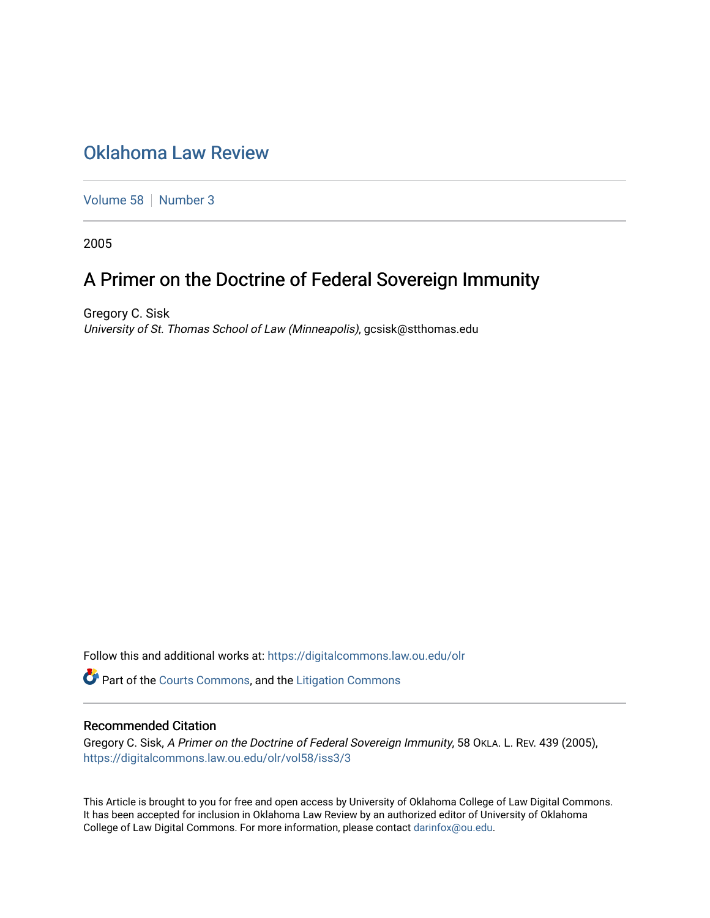# Oklahoma Law Review

Volume 58 | Number 3

2005

## A Primer on the Doctrine of Federal Sovereign Immunity

Gregory C. Sisk
*University of St. Thomas School of Law (Minneapolis)*, gcsisk@stthomas.edu

Follow this and additional works at: https://digitalcommons.law.ou.edu/olr

Part of the Courts Commons, and the Litigation Commons

### Recommended Citation

Gregory C. Sisk, *A Primer on the Doctrine of Federal Sovereign Immunity*, 58 OKLA. L. REV. 439 (2005), https://digitalcommons.law.ou.edu/olr/vol58/iss3/3

This Article is brought to you for free and open access by University of Oklahoma College of Law Digital Commons. It has been accepted for inclusion in Oklahoma Law Review by an authorized editor of University of Oklahoma College of Law Digital Commons. For more information, please contact darinfox@ou.edu.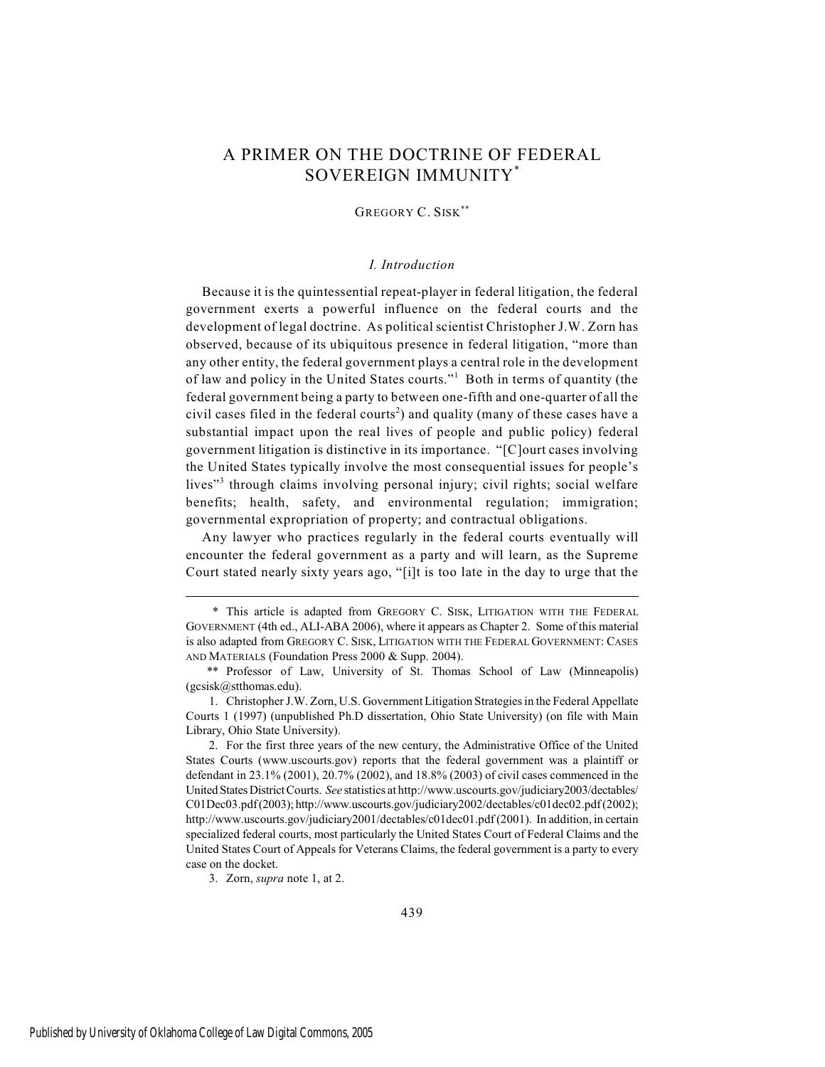# A PRIMER ON THE DOCTRINE OF FEDERAL SOVEREIGN IMMUNITY*

GREGORY C. SISK**

## *I. Introduction*

Because it is the quintessential repeat-player in federal litigation, the federal government exerts a powerful influence on the federal courts and the development of legal doctrine. As political scientist Christopher J.W. Zorn has observed, because of its ubiquitous presence in federal litigation, "more than any other entity, the federal government plays a central role in the development of law and policy in the United States courts."[1] Both in terms of quantity (the federal government being a party to between one-fifth and one-quarter of all the civil cases filed in the federal courts[2]) and quality (many of these cases have a substantial impact upon the real lives of people and public policy) federal government litigation is distinctive in its importance. "[C]ourt cases involving the United States typically involve the most consequential issues for people's lives"[3] through claims involving personal injury; civil rights; social welfare benefits; health, safety, and environmental regulation; immigration; governmental expropriation of property; and contractual obligations.

Any lawyer who practices regularly in the federal courts eventually will encounter the federal government as a party and will learn, as the Supreme Court stated nearly sixty years ago, "[i]t is too late in the day to urge that the

---

\* This article is adapted from GREGORY C. SISK, LITIGATION WITH THE FEDERAL GOVERNMENT (4th ed., ALI-ABA 2006), where it appears as Chapter 2. Some of this material is also adapted from GREGORY C. SISK, LITIGATION WITH THE FEDERAL GOVERNMENT: CASES AND MATERIALS (Foundation Press 2000 & Supp. 2004).

\** Professor of Law, University of St. Thomas School of Law (Minneapolis) (gcsisk@stthomas.edu).

1. Christopher J.W. Zorn, U.S. Government Litigation Strategies in the Federal Appellate Courts 1 (1997) (unpublished Ph.D dissertation, Ohio State University) (on file with Main Library, Ohio State University).

2. For the first three years of the new century, the Administrative Office of the United States Courts (www.uscourts.gov) reports that the federal government was a plaintiff or defendant in 23.1% (2001), 20.7% (2002), and 18.8% (2003) of civil cases commenced in the United States District Courts. *See* statistics at http://www.uscourts.gov/judiciary2003/dectables/C01Dec03.pdf (2003); http://www.uscourts.gov/judiciary2002/dectables/c01dec02.pdf (2002); http://www.uscourts.gov/judiciary2001/dectables/c01dec01.pdf (2001). In addition, in certain specialized federal courts, most particularly the United States Court of Federal Claims and the United States Court of Appeals for Veterans Claims, the federal government is a party to every case on the docket.

3. Zorn, *supra* note 1, at 2.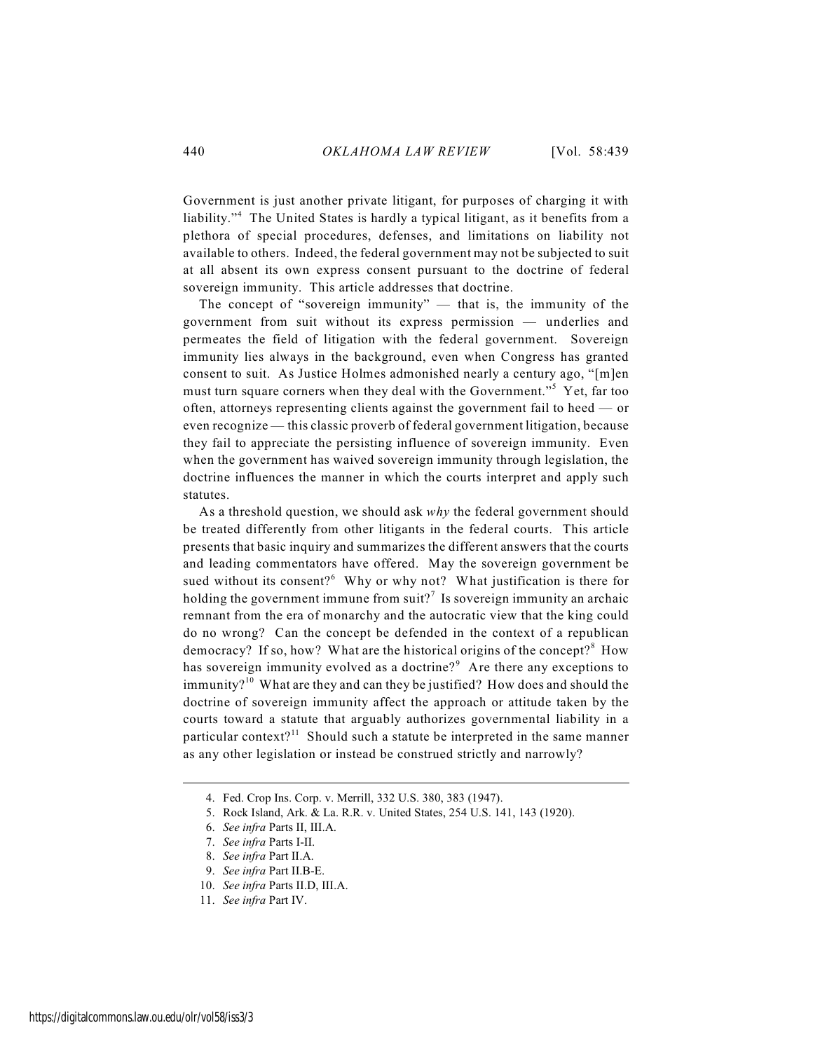Government is just another private litigant, for purposes of charging it with liability."[4] The United States is hardly a typical litigant, as it benefits from a plethora of special procedures, defenses, and limitations on liability not available to others. Indeed, the federal government may not be subjected to suit at all absent its own express consent pursuant to the doctrine of federal sovereign immunity. This article addresses that doctrine.

The concept of "sovereign immunity" — that is, the immunity of the government from suit without its express permission — underlies and permeates the field of litigation with the federal government. Sovereign immunity lies always in the background, even when Congress has granted consent to suit. As Justice Holmes admonished nearly a century ago, "[m]en must turn square corners when they deal with the Government."[5] Yet, far too often, attorneys representing clients against the government fail to heed — or even recognize — this classic proverb of federal government litigation, because they fail to appreciate the persisting influence of sovereign immunity. Even when the government has waived sovereign immunity through legislation, the doctrine influences the manner in which the courts interpret and apply such statutes.

As a threshold question, we should ask *why* the federal government should be treated differently from other litigants in the federal courts. This article presents that basic inquiry and summarizes the different answers that the courts and leading commentators have offered. May the sovereign government be sued without its consent?[6] Why or why not? What justification is there for holding the government immune from suit?[7] Is sovereign immunity an archaic remnant from the era of monarchy and the autocratic view that the king could do no wrong? Can the concept be defended in the context of a republican democracy? If so, how? What are the historical origins of the concept?[8] How has sovereign immunity evolved as a doctrine?[9] Are there any exceptions to immunity?[10] What are they and can they be justified? How does and should the doctrine of sovereign immunity affect the approach or attitude taken by the courts toward a statute that arguably authorizes governmental liability in a particular context?[11] Should such a statute be interpreted in the same manner as any other legislation or instead be construed strictly and narrowly?

---

4. Fed. Crop Ins. Corp. v. Merrill, 332 U.S. 380, 383 (1947).

5. Rock Island, Ark. & La. R.R. v. United States, 254 U.S. 141, 143 (1920).

6. *See infra* Parts II, III.A.

7. *See infra* Parts I-II.

8. *See infra* Part II.A.

9. *See infra* Part II.B-E.

10. *See infra* Parts II.D, III.A.

11. *See infra* Part IV.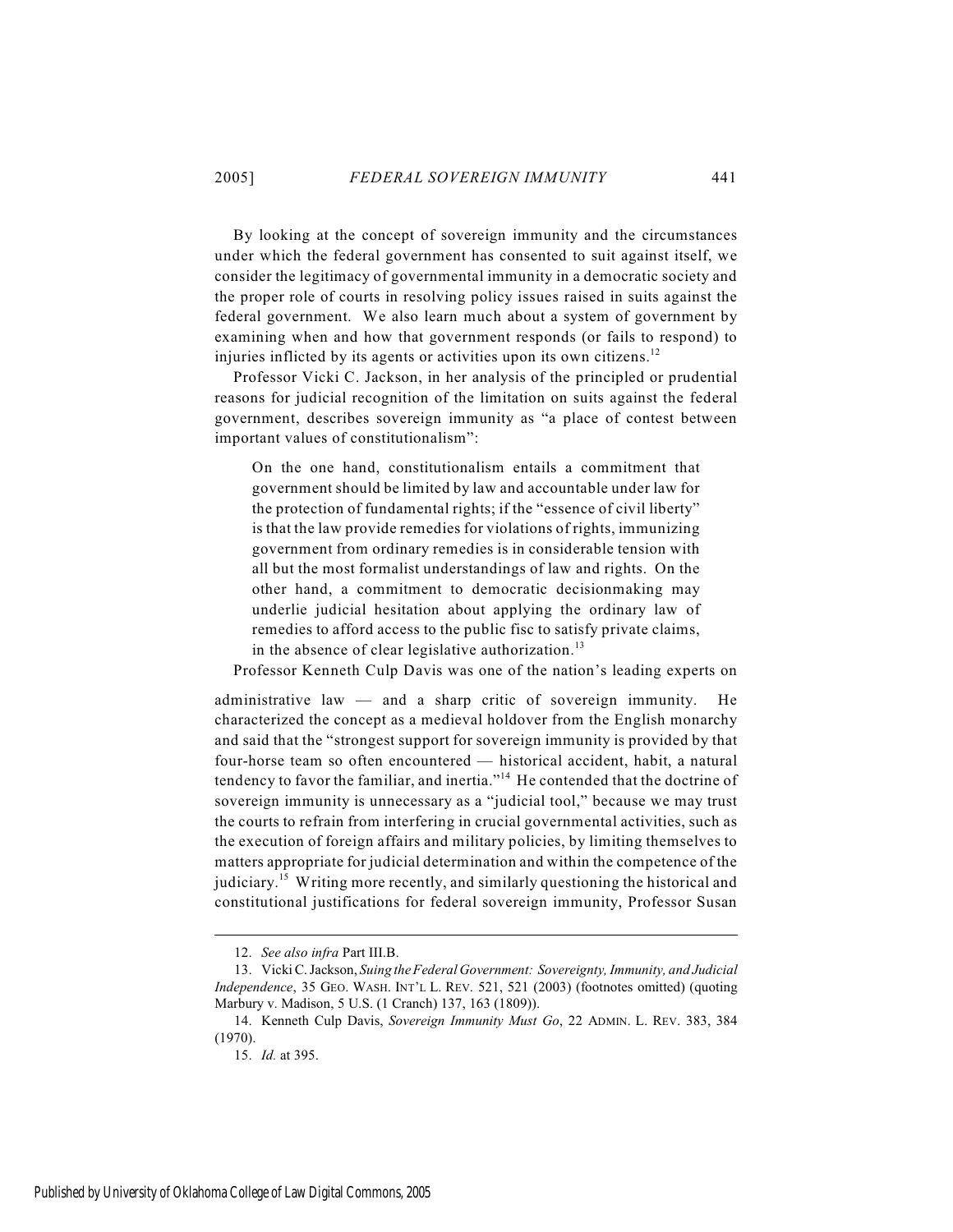By looking at the concept of sovereign immunity and the circumstances under which the federal government has consented to suit against itself, we consider the legitimacy of governmental immunity in a democratic society and the proper role of courts in resolving policy issues raised in suits against the federal government. We also learn much about a system of government by examining when and how that government responds (or fails to respond) to injuries inflicted by its agents or activities upon its own citizens.[12]

Professor Vicki C. Jackson, in her analysis of the principled or prudential reasons for judicial recognition of the limitation on suits against the federal government, describes sovereign immunity as "a place of contest between important values of constitutionalism":

> On the one hand, constitutionalism entails a commitment that government should be limited by law and accountable under law for the protection of fundamental rights; if the "essence of civil liberty" is that the law provide remedies for violations of rights, immunizing government from ordinary remedies is in considerable tension with all but the most formalist understandings of law and rights. On the other hand, a commitment to democratic decisionmaking may underlie judicial hesitation about applying the ordinary law of remedies to afford access to the public fisc to satisfy private claims, in the absence of clear legislative authorization.[13]

Professor Kenneth Culp Davis was one of the nation's leading experts on administrative law — and a sharp critic of sovereign immunity. He characterized the concept as a medieval holdover from the English monarchy and said that the "strongest support for sovereign immunity is provided by that four-horse team so often encountered — historical accident, habit, a natural tendency to favor the familiar, and inertia."[14] He contended that the doctrine of sovereign immunity is unnecessary as a "judicial tool," because we may trust the courts to refrain from interfering in crucial governmental activities, such as the execution of foreign affairs and military policies, by limiting themselves to matters appropriate for judicial determination and within the competence of the judiciary.[15] Writing more recently, and similarly questioning the historical and constitutional justifications for federal sovereign immunity, Professor Susan

---

12. *See also infra* Part III.B.

13. Vicki C. Jackson, *Suing the Federal Government: Sovereignty, Immunity, and Judicial Independence*, 35 GEO. WASH. INT'L L. REV. 521, 521 (2003) (footnotes omitted) (quoting Marbury v. Madison, 5 U.S. (1 Cranch) 137, 163 (1809)).

14. Kenneth Culp Davis, *Sovereign Immunity Must Go*, 22 ADMIN. L. REV. 383, 384 (1970).

15. *Id.* at 395.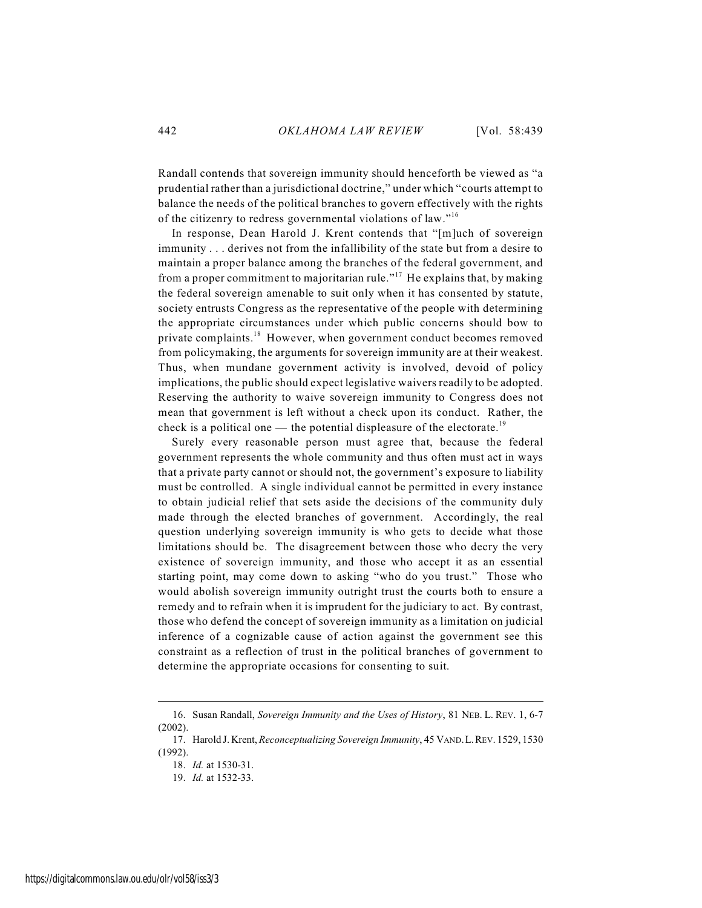Randall contends that sovereign immunity should henceforth be viewed as "a prudential rather than a jurisdictional doctrine," under which "courts attempt to balance the needs of the political branches to govern effectively with the rights of the citizenry to redress governmental violations of law."[16]

In response, Dean Harold J. Krent contends that "[m]uch of sovereign immunity . . . derives not from the infallibility of the state but from a desire to maintain a proper balance among the branches of the federal government, and from a proper commitment to majoritarian rule."[17] He explains that, by making the federal sovereign amenable to suit only when it has consented by statute, society entrusts Congress as the representative of the people with determining the appropriate circumstances under which public concerns should bow to private complaints.[18] However, when government conduct becomes removed from policymaking, the arguments for sovereign immunity are at their weakest. Thus, when mundane government activity is involved, devoid of policy implications, the public should expect legislative waivers readily to be adopted. Reserving the authority to waive sovereign immunity to Congress does not mean that government is left without a check upon its conduct. Rather, the check is a political one — the potential displeasure of the electorate.[19]

Surely every reasonable person must agree that, because the federal government represents the whole community and thus often must act in ways that a private party cannot or should not, the government's exposure to liability must be controlled. A single individual cannot be permitted in every instance to obtain judicial relief that sets aside the decisions of the community duly made through the elected branches of government. Accordingly, the real question underlying sovereign immunity is who gets to decide what those limitations should be. The disagreement between those who decry the very existence of sovereign immunity, and those who accept it as an essential starting point, may come down to asking "who do you trust." Those who would abolish sovereign immunity outright trust the courts both to ensure a remedy and to refrain when it is imprudent for the judiciary to act. By contrast, those who defend the concept of sovereign immunity as a limitation on judicial inference of a cognizable cause of action against the government see this constraint as a reflection of trust in the political branches of government to determine the appropriate occasions for consenting to suit.

---

16. Susan Randall, *Sovereign Immunity and the Uses of History*, 81 NEB. L. REV. 1, 6-7 (2002).

17. Harold J. Krent, *Reconceptualizing Sovereign Immunity*, 45 VAND. L. REV. 1529, 1530 (1992).

18. *Id.* at 1530-31.

19. *Id.* at 1532-33.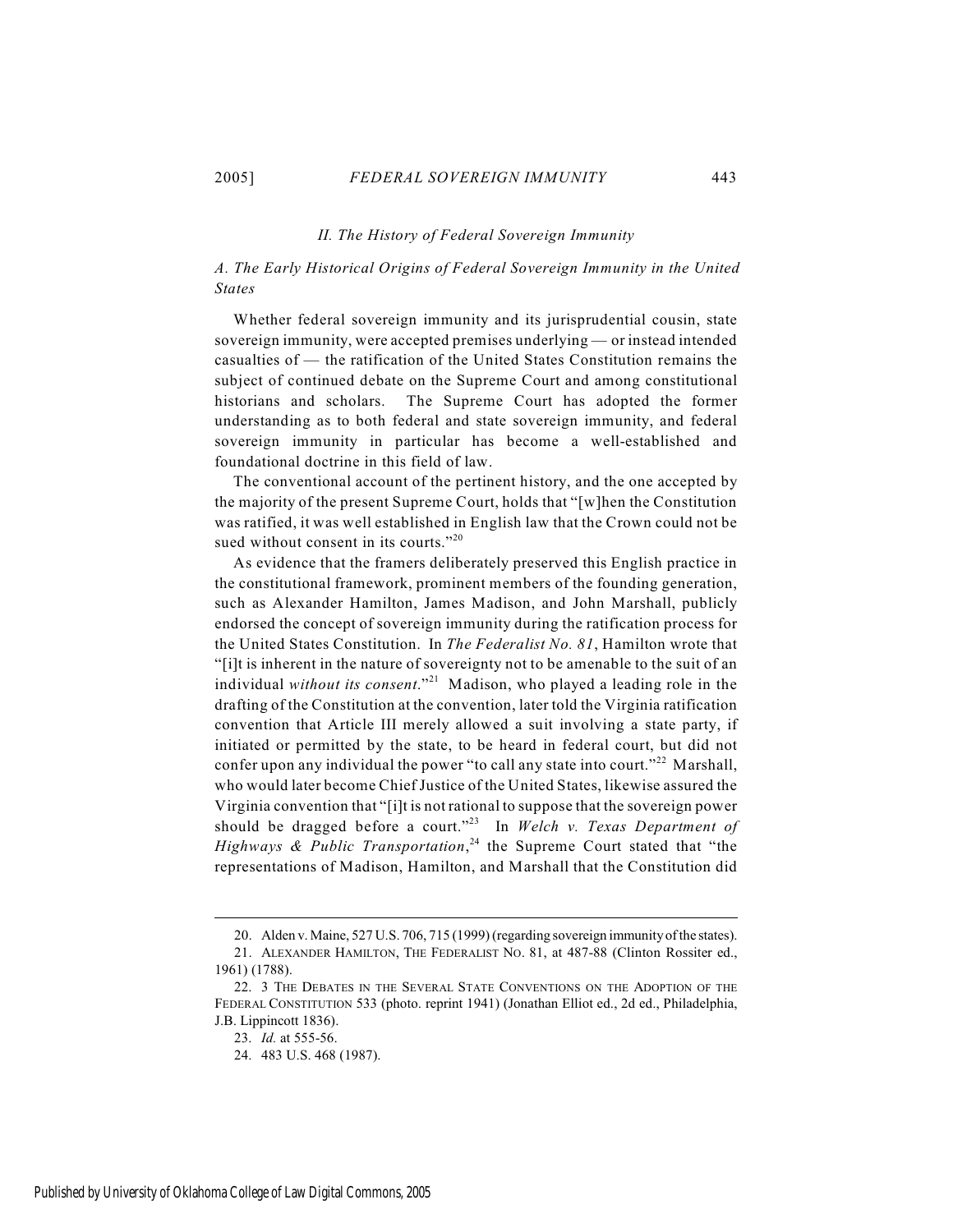## II. The History of Federal Sovereign Immunity

### A. The Early Historical Origins of Federal Sovereign Immunity in the United States

Whether federal sovereign immunity and its jurisprudential cousin, state sovereign immunity, were accepted premises underlying — or instead intended casualties of — the ratification of the United States Constitution remains the subject of continued debate on the Supreme Court and among constitutional historians and scholars. The Supreme Court has adopted the former understanding as to both federal and state sovereign immunity, and federal sovereign immunity in particular has become a well-established and foundational doctrine in this field of law.

The conventional account of the pertinent history, and the one accepted by the majority of the present Supreme Court, holds that "[w]hen the Constitution was ratified, it was well established in English law that the Crown could not be sued without consent in its courts."[20]

As evidence that the framers deliberately preserved this English practice in the constitutional framework, prominent members of the founding generation, such as Alexander Hamilton, James Madison, and John Marshall, publicly endorsed the concept of sovereign immunity during the ratification process for the United States Constitution. In *The Federalist No. 81*, Hamilton wrote that "[i]t is inherent in the nature of sovereignty not to be amenable to the suit of an individual *without its consent*."[21] Madison, who played a leading role in the drafting of the Constitution at the convention, later told the Virginia ratification convention that Article III merely allowed a suit involving a state party, if initiated or permitted by the state, to be heard in federal court, but did not confer upon any individual the power "to call any state into court."[22] Marshall, who would later become Chief Justice of the United States, likewise assured the Virginia convention that "[i]t is not rational to suppose that the sovereign power should be dragged before a court."[23] In *Welch v. Texas Department of Highways & Public Transportation*,[24] the Supreme Court stated that "the representations of Madison, Hamilton, and Marshall that the Constitution did

---

20. Alden v. Maine, 527 U.S. 706, 715 (1999) (regarding sovereign immunity of the states).

21. ALEXANDER HAMILTON, THE FEDERALIST NO. 81, at 487-88 (Clinton Rossiter ed., 1961) (1788).

22. 3 THE DEBATES IN THE SEVERAL STATE CONVENTIONS ON THE ADOPTION OF THE FEDERAL CONSTITUTION 533 (photo. reprint 1941) (Jonathan Elliot ed., 2d ed., Philadelphia, J.B. Lippincott 1836).

23. *Id.* at 555-56.

24. 483 U.S. 468 (1987).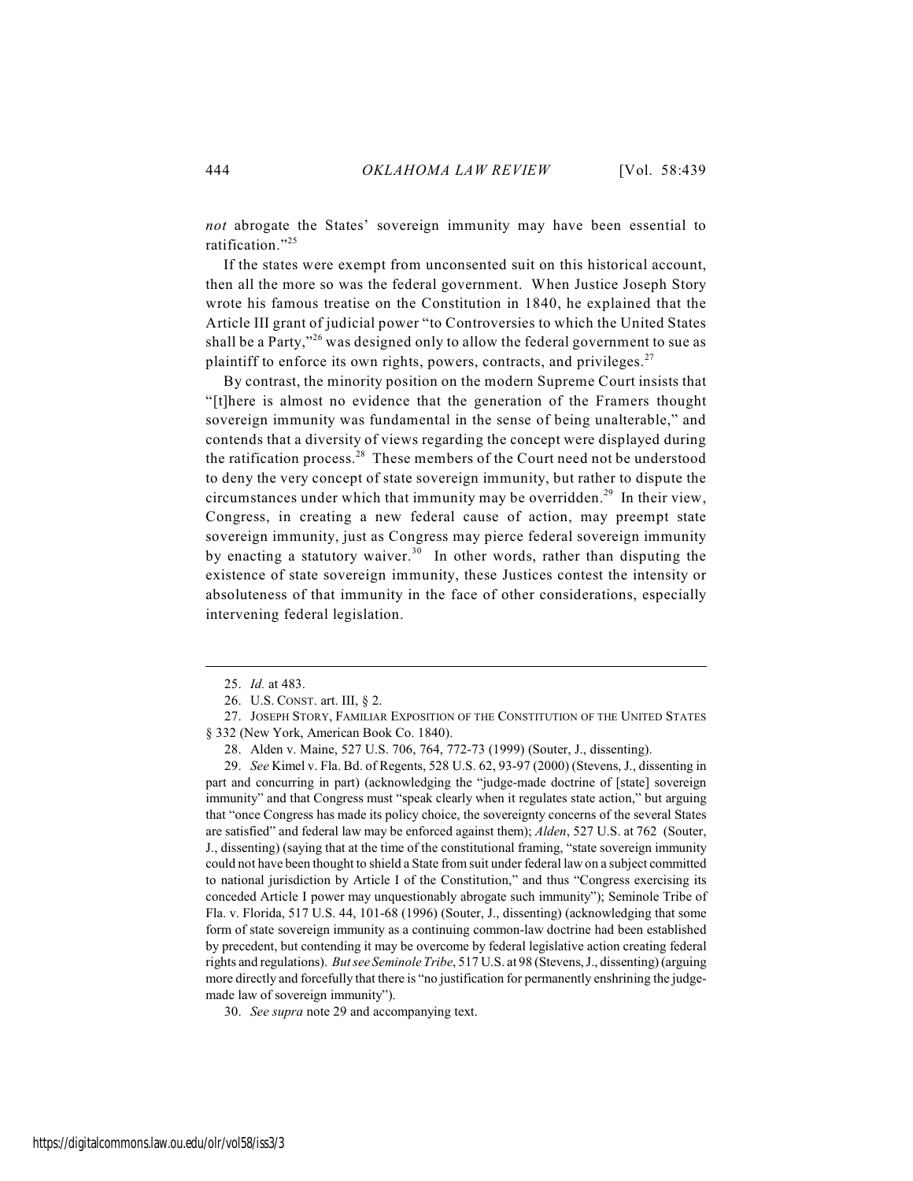*not* abrogate the States' sovereign immunity may have been essential to ratification."[25]

If the states were exempt from unconsented suit on this historical account, then all the more so was the federal government. When Justice Joseph Story wrote his famous treatise on the Constitution in 1840, he explained that the Article III grant of judicial power "to Controversies to which the United States shall be a Party,"[26] was designed only to allow the federal government to sue as plaintiff to enforce its own rights, powers, contracts, and privileges.[27]

By contrast, the minority position on the modern Supreme Court insists that "[t]here is almost no evidence that the generation of the Framers thought sovereign immunity was fundamental in the sense of being unalterable," and contends that a diversity of views regarding the concept were displayed during the ratification process.[28] These members of the Court need not be understood to deny the very concept of state sovereign immunity, but rather to dispute the circumstances under which that immunity may be overridden.[29] In their view, Congress, in creating a new federal cause of action, may preempt state sovereign immunity, just as Congress may pierce federal sovereign immunity by enacting a statutory waiver.[30] In other words, rather than disputing the existence of state sovereign immunity, these Justices contest the intensity or absoluteness of that immunity in the face of other considerations, especially intervening federal legislation.

---

25. *Id.* at 483.

26. U.S. CONST. art. III, § 2.

27. JOSEPH STORY, FAMILIAR EXPOSITION OF THE CONSTITUTION OF THE UNITED STATES § 332 (New York, American Book Co. 1840).

28. Alden v. Maine, 527 U.S. 706, 764, 772-73 (1999) (Souter, J., dissenting).

29. *See* Kimel v. Fla. Bd. of Regents, 528 U.S. 62, 93-97 (2000) (Stevens, J., dissenting in part and concurring in part) (acknowledging the "judge-made doctrine of [state] sovereign immunity" and that Congress must "speak clearly when it regulates state action," but arguing that "once Congress has made its policy choice, the sovereignty concerns of the several States are satisfied" and federal law may be enforced against them); *Alden*, 527 U.S. at 762 (Souter, J., dissenting) (saying that at the time of the constitutional framing, "state sovereign immunity could not have been thought to shield a State from suit under federal law on a subject committed to national jurisdiction by Article I of the Constitution," and thus "Congress exercising its conceded Article I power may unquestionably abrogate such immunity"); Seminole Tribe of Fla. v. Florida, 517 U.S. 44, 101-68 (1996) (Souter, J., dissenting) (acknowledging that some form of state sovereign immunity as a continuing common-law doctrine had been established by precedent, but contending it may be overcome by federal legislative action creating federal rights and regulations). *But see Seminole Tribe*, 517 U.S. at 98 (Stevens, J., dissenting) (arguing more directly and forcefully that there is "no justification for permanently enshrining the judge-made law of sovereign immunity").

30. *See supra* note 29 and accompanying text.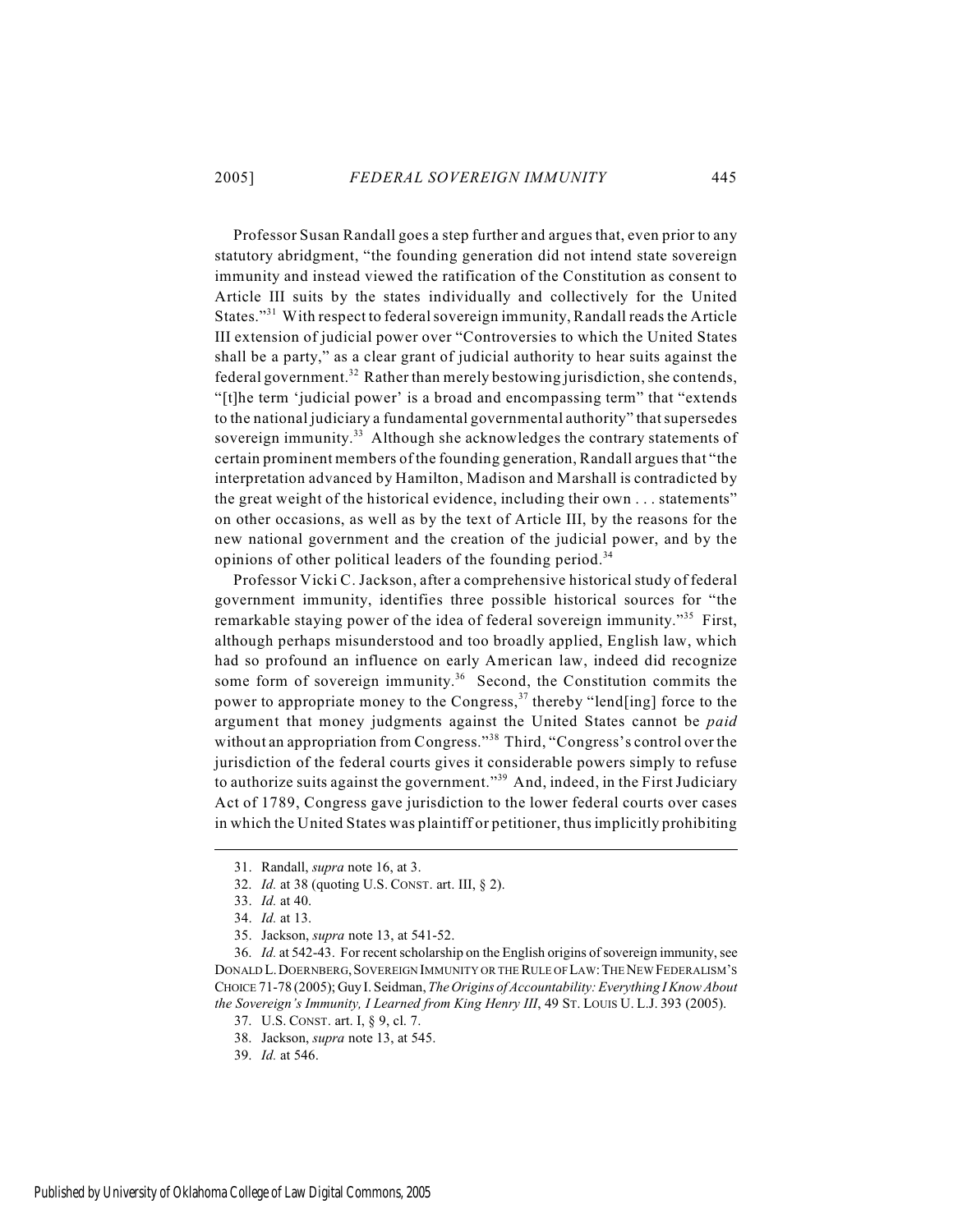Professor Susan Randall goes a step further and argues that, even prior to any statutory abridgment, "the founding generation did not intend state sovereign immunity and instead viewed the ratification of the Constitution as consent to Article III suits by the states individually and collectively for the United States."[31] With respect to federal sovereign immunity, Randall reads the Article III extension of judicial power over "Controversies to which the United States shall be a party," as a clear grant of judicial authority to hear suits against the federal government.[32] Rather than merely bestowing jurisdiction, she contends, "[t]he term 'judicial power' is a broad and encompassing term" that "extends to the national judiciary a fundamental governmental authority" that supersedes sovereign immunity.[33] Although she acknowledges the contrary statements of certain prominent members of the founding generation, Randall argues that "the interpretation advanced by Hamilton, Madison and Marshall is contradicted by the great weight of the historical evidence, including their own . . . statements" on other occasions, as well as by the text of Article III, by the reasons for the new national government and the creation of the judicial power, and by the opinions of other political leaders of the founding period.[34]

Professor Vicki C. Jackson, after a comprehensive historical study of federal government immunity, identifies three possible historical sources for "the remarkable staying power of the idea of federal sovereign immunity."[35] First, although perhaps misunderstood and too broadly applied, English law, which had so profound an influence on early American law, indeed did recognize some form of sovereign immunity.[36] Second, the Constitution commits the power to appropriate money to the Congress,[37] thereby "lend[ing] force to the argument that money judgments against the United States cannot be *paid* without an appropriation from Congress."[38] Third, "Congress's control over the jurisdiction of the federal courts gives it considerable powers simply to refuse to authorize suits against the government."[39] And, indeed, in the First Judiciary Act of 1789, Congress gave jurisdiction to the lower federal courts over cases in which the United States was plaintiff or petitioner, thus implicitly prohibiting

---

31. Randall, *supra* note 16, at 3.

32. *Id.* at 38 (quoting U.S. CONST. art. III, § 2).

33. *Id.* at 40.

34. *Id.* at 13.

35. Jackson, *supra* note 13, at 541-52.

36. *Id.* at 542-43. For recent scholarship on the English origins of sovereign immunity, see DONALD L. DOERNBERG, SOVEREIGN IMMUNITY OR THE RULE OF LAW: THE NEW FEDERALISM'S CHOICE 71-78 (2005); Guy I. Seidman, *The Origins of Accountability: Everything I Know About the Sovereign's Immunity, I Learned from King Henry III*, 49 ST. LOUIS U. L.J. 393 (2005).

37. U.S. CONST. art. I, § 9, cl. 7.

38. Jackson, *supra* note 13, at 545.

39. *Id.* at 546.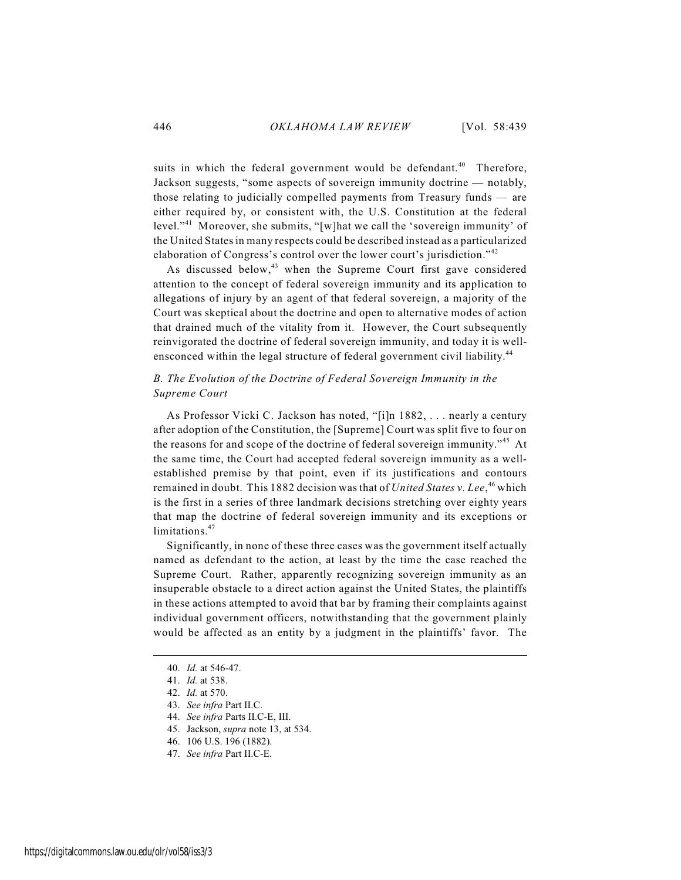suits in which the federal government would be defendant.[40] Therefore, Jackson suggests, "some aspects of sovereign immunity doctrine — notably, those relating to judicially compelled payments from Treasury funds — are either required by, or consistent with, the U.S. Constitution at the federal level."[41] Moreover, she submits, "[w]hat we call the 'sovereign immunity' of the United States in many respects could be described instead as a particularized elaboration of Congress's control over the lower court's jurisdiction."[42]

As discussed below,[43] when the Supreme Court first gave considered attention to the concept of federal sovereign immunity and its application to allegations of injury by an agent of that federal sovereign, a majority of the Court was skeptical about the doctrine and open to alternative modes of action that drained much of the vitality from it. However, the Court subsequently reinvigorated the doctrine of federal sovereign immunity, and today it is well-ensconced within the legal structure of federal government civil liability.[44]

### *B. The Evolution of the Doctrine of Federal Sovereign Immunity in the Supreme Court*

As Professor Vicki C. Jackson has noted, "[i]n 1882, . . . nearly a century after adoption of the Constitution, the [Supreme] Court was split five to four on the reasons for and scope of the doctrine of federal sovereign immunity."[45] At the same time, the Court had accepted federal sovereign immunity as a well-established premise by that point, even if its justifications and contours remained in doubt. This 1882 decision was that of *United States v. Lee*,[46] which is the first in a series of three landmark decisions stretching over eighty years that map the doctrine of federal sovereign immunity and its exceptions or limitations.[47]

Significantly, in none of these three cases was the government itself actually named as defendant to the action, at least by the time the case reached the Supreme Court. Rather, apparently recognizing sovereign immunity as an insuperable obstacle to a direct action against the United States, the plaintiffs in these actions attempted to avoid that bar by framing their complaints against individual government officers, notwithstanding that the government plainly would be affected as an entity by a judgment in the plaintiffs' favor. The

---

40. *Id.* at 546-47.
41. *Id.* at 538.
42. *Id.* at 570.
43. *See infra* Part II.C.
44. *See infra* Parts II.C-E, III.
45. Jackson, *supra* note 13, at 534.
46. 106 U.S. 196 (1882).
47. *See infra* Part II.C-E.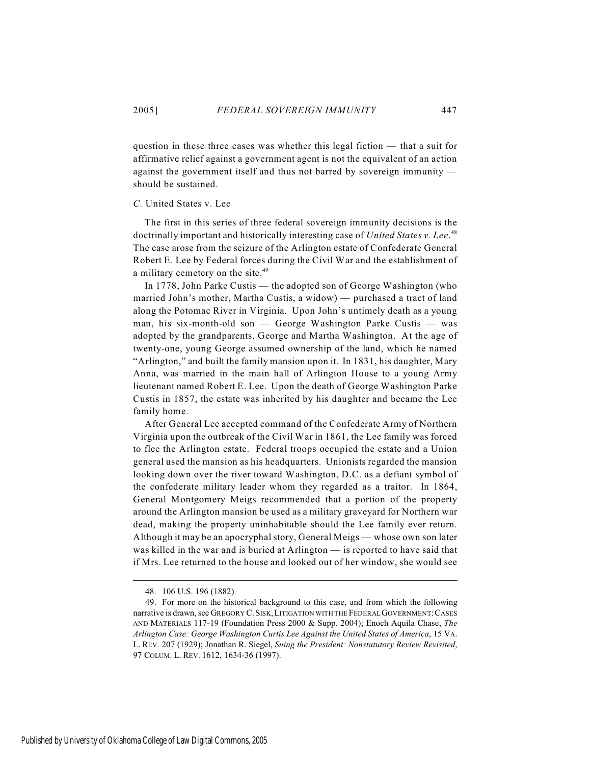question in these three cases was whether this legal fiction — that a suit for affirmative relief against a government agent is not the equivalent of an action against the government itself and thus not barred by sovereign immunity — should be sustained.

### *C.* United States v. Lee

The first in this series of three federal sovereign immunity decisions is the doctrinally important and historically interesting case of *United States v. Lee*.[48] The case arose from the seizure of the Arlington estate of Confederate General Robert E. Lee by Federal forces during the Civil War and the establishment of a military cemetery on the site.[49]

In 1778, John Parke Custis — the adopted son of George Washington (who married John's mother, Martha Custis, a widow) — purchased a tract of land along the Potomac River in Virginia. Upon John's untimely death as a young man, his six-month-old son — George Washington Parke Custis — was adopted by the grandparents, George and Martha Washington. At the age of twenty-one, young George assumed ownership of the land, which he named "Arlington," and built the family mansion upon it. In 1831, his daughter, Mary Anna, was married in the main hall of Arlington House to a young Army lieutenant named Robert E. Lee. Upon the death of George Washington Parke Custis in 1857, the estate was inherited by his daughter and became the Lee family home.

After General Lee accepted command of the Confederate Army of Northern Virginia upon the outbreak of the Civil War in 1861, the Lee family was forced to flee the Arlington estate. Federal troops occupied the estate and a Union general used the mansion as his headquarters. Unionists regarded the mansion looking down over the river toward Washington, D.C. as a defiant symbol of the confederate military leader whom they regarded as a traitor. In 1864, General Montgomery Meigs recommended that a portion of the property around the Arlington mansion be used as a military graveyard for Northern war dead, making the property uninhabitable should the Lee family ever return. Although it may be an apocryphal story, General Meigs — whose own son later was killed in the war and is buried at Arlington — is reported to have said that if Mrs. Lee returned to the house and looked out of her window, she would see

---

48. 106 U.S. 196 (1882).

49. For more on the historical background to this case, and from which the following narrative is drawn, see GREGORY C. SISK, LITIGATION WITH THE FEDERAL GOVERNMENT: CASES AND MATERIALS 117-19 (Foundation Press 2000 & Supp. 2004); Enoch Aquila Chase, *The Arlington Case: George Washington Curtis Lee Against the United States of America*, 15 VA. L. REV. 207 (1929); Jonathan R. Siegel, *Suing the President: Nonstatutory Review Revisited*, 97 COLUM. L. REV. 1612, 1634-36 (1997).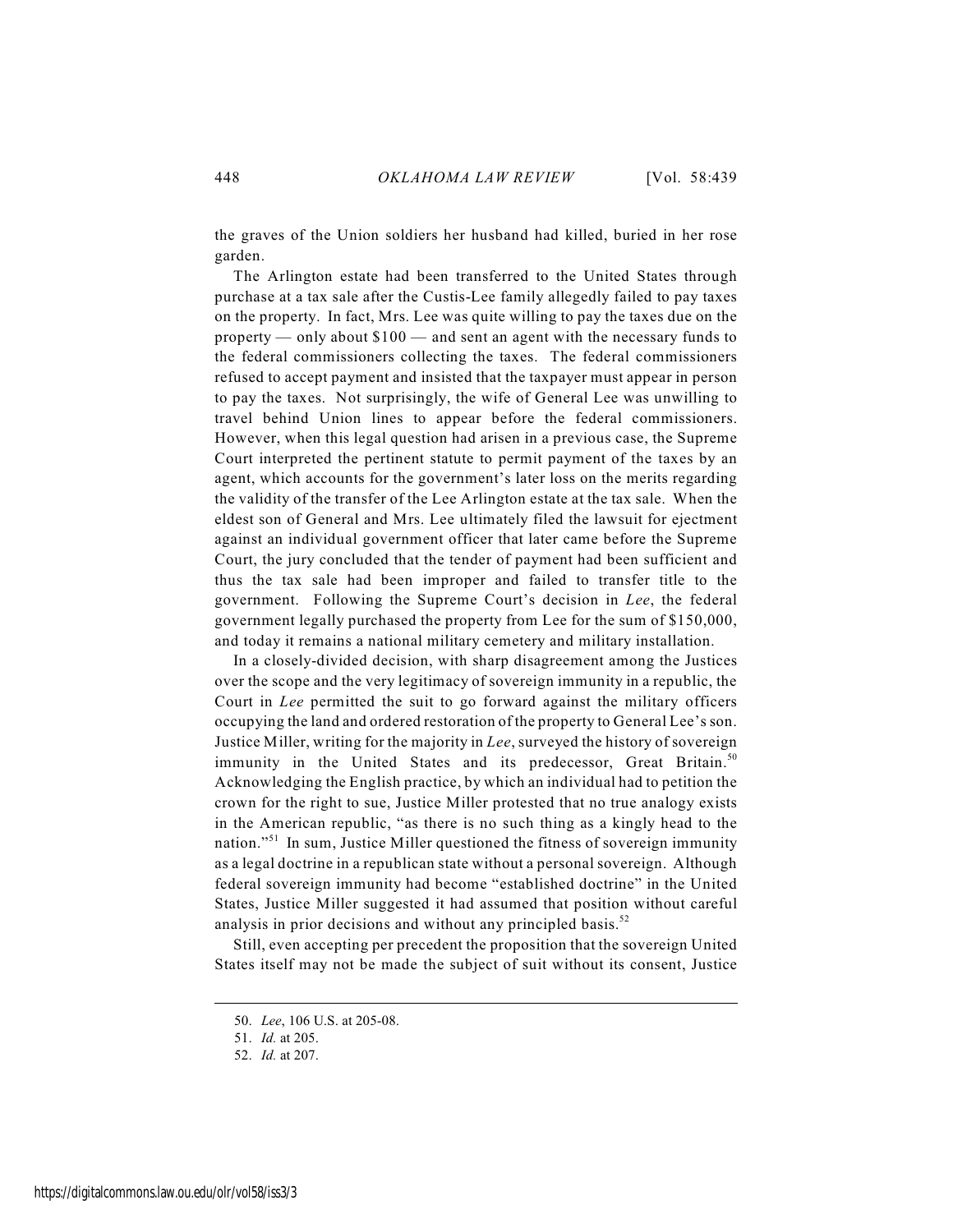the graves of the Union soldiers her husband had killed, buried in her rose garden.

The Arlington estate had been transferred to the United States through purchase at a tax sale after the Custis-Lee family allegedly failed to pay taxes on the property. In fact, Mrs. Lee was quite willing to pay the taxes due on the property — only about $100 — and sent an agent with the necessary funds to the federal commissioners collecting the taxes. The federal commissioners refused to accept payment and insisted that the taxpayer must appear in person to pay the taxes. Not surprisingly, the wife of General Lee was unwilling to travel behind Union lines to appear before the federal commissioners. However, when this legal question had arisen in a previous case, the Supreme Court interpreted the pertinent statute to permit payment of the taxes by an agent, which accounts for the government's later loss on the merits regarding the validity of the transfer of the Lee Arlington estate at the tax sale. When the eldest son of General and Mrs. Lee ultimately filed the lawsuit for ejectment against an individual government officer that later came before the Supreme Court, the jury concluded that the tender of payment had been sufficient and thus the tax sale had been improper and failed to transfer title to the government. Following the Supreme Court's decision in *Lee*, the federal government legally purchased the property from Lee for the sum of $150,000, and today it remains a national military cemetery and military installation.

In a closely-divided decision, with sharp disagreement among the Justices over the scope and the very legitimacy of sovereign immunity in a republic, the Court in *Lee* permitted the suit to go forward against the military officers occupying the land and ordered restoration of the property to General Lee's son. Justice Miller, writing for the majority in *Lee*, surveyed the history of sovereign immunity in the United States and its predecessor, Great Britain.[50] Acknowledging the English practice, by which an individual had to petition the crown for the right to sue, Justice Miller protested that no true analogy exists in the American republic, "as there is no such thing as a kingly head to the nation."[51] In sum, Justice Miller questioned the fitness of sovereign immunity as a legal doctrine in a republican state without a personal sovereign. Although federal sovereign immunity had become "established doctrine" in the United States, Justice Miller suggested it had assumed that position without careful analysis in prior decisions and without any principled basis.[52]

Still, even accepting per precedent the proposition that the sovereign United States itself may not be made the subject of suit without its consent, Justice

---

50. *Lee*, 106 U.S. at 205-08.

51. *Id.* at 205.

52. *Id.* at 207.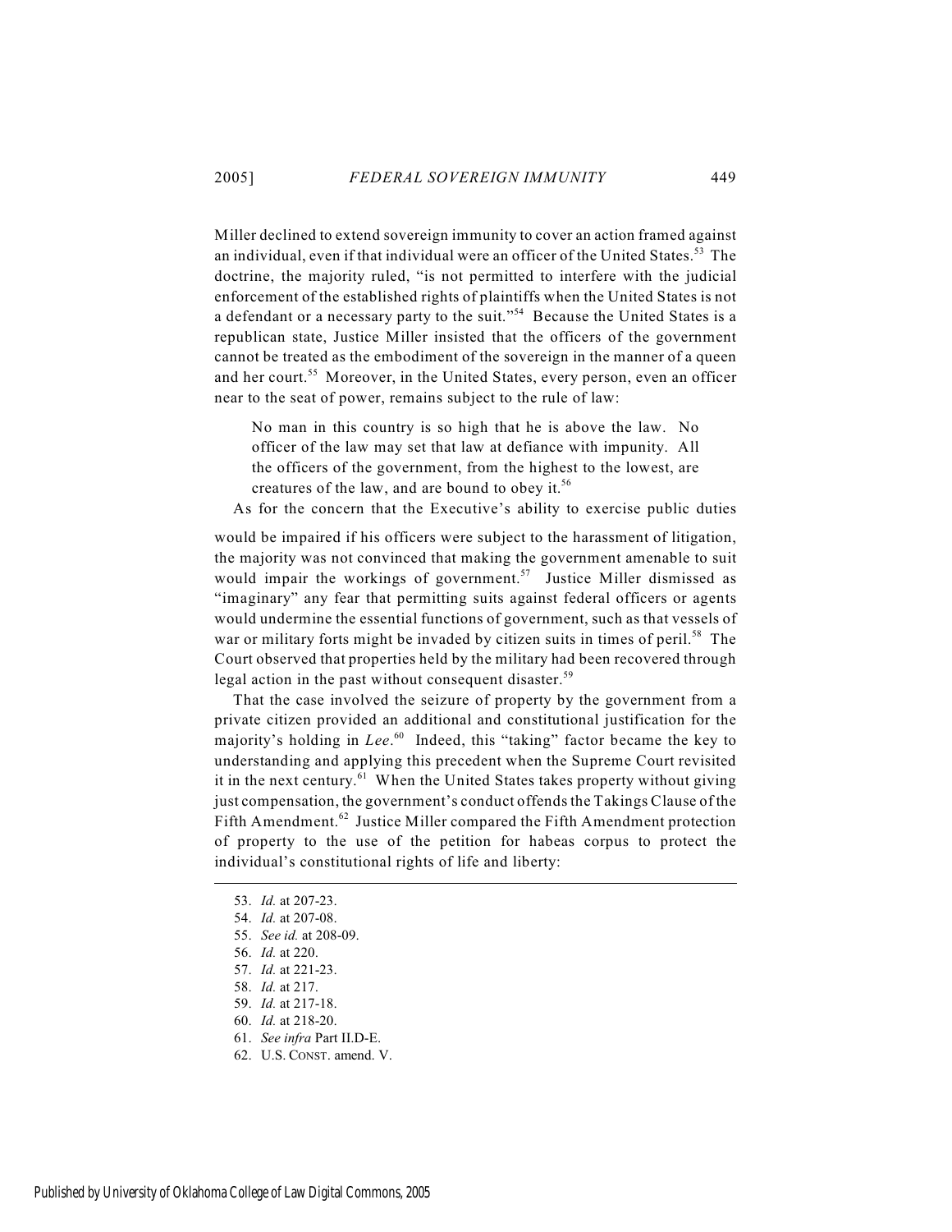Miller declined to extend sovereign immunity to cover an action framed against an individual, even if that individual were an officer of the United States.[53] The doctrine, the majority ruled, "is not permitted to interfere with the judicial enforcement of the established rights of plaintiffs when the United States is not a defendant or a necessary party to the suit."[54] Because the United States is a republican state, Justice Miller insisted that the officers of the government cannot be treated as the embodiment of the sovereign in the manner of a queen and her court.[55] Moreover, in the United States, every person, even an officer near to the seat of power, remains subject to the rule of law:

> No man in this country is so high that he is above the law. No officer of the law may set that law at defiance with impunity. All the officers of the government, from the highest to the lowest, are creatures of the law, and are bound to obey it.[56]

As for the concern that the Executive's ability to exercise public duties would be impaired if his officers were subject to the harassment of litigation, the majority was not convinced that making the government amenable to suit would impair the workings of government.[57] Justice Miller dismissed as "imaginary" any fear that permitting suits against federal officers or agents would undermine the essential functions of government, such as that vessels of war or military forts might be invaded by citizen suits in times of peril.[58] The Court observed that properties held by the military had been recovered through legal action in the past without consequent disaster.[59]

That the case involved the seizure of property by the government from a private citizen provided an additional and constitutional justification for the majority's holding in *Lee*.[60] Indeed, this "taking" factor became the key to understanding and applying this precedent when the Supreme Court revisited it in the next century.[61] When the United States takes property without giving just compensation, the government's conduct offends the Takings Clause of the Fifth Amendment.[62] Justice Miller compared the Fifth Amendment protection of property to the use of the petition for habeas corpus to protect the individual's constitutional rights of life and liberty:

---

53. *Id.* at 207-23.
54. *Id.* at 207-08.
55. *See id.* at 208-09.
56. *Id.* at 220.
57. *Id.* at 221-23.
58. *Id.* at 217.
59. *Id.* at 217-18.
60. *Id.* at 218-20.
61. *See infra* Part II.D-E.
62. U.S. CONST. amend. V.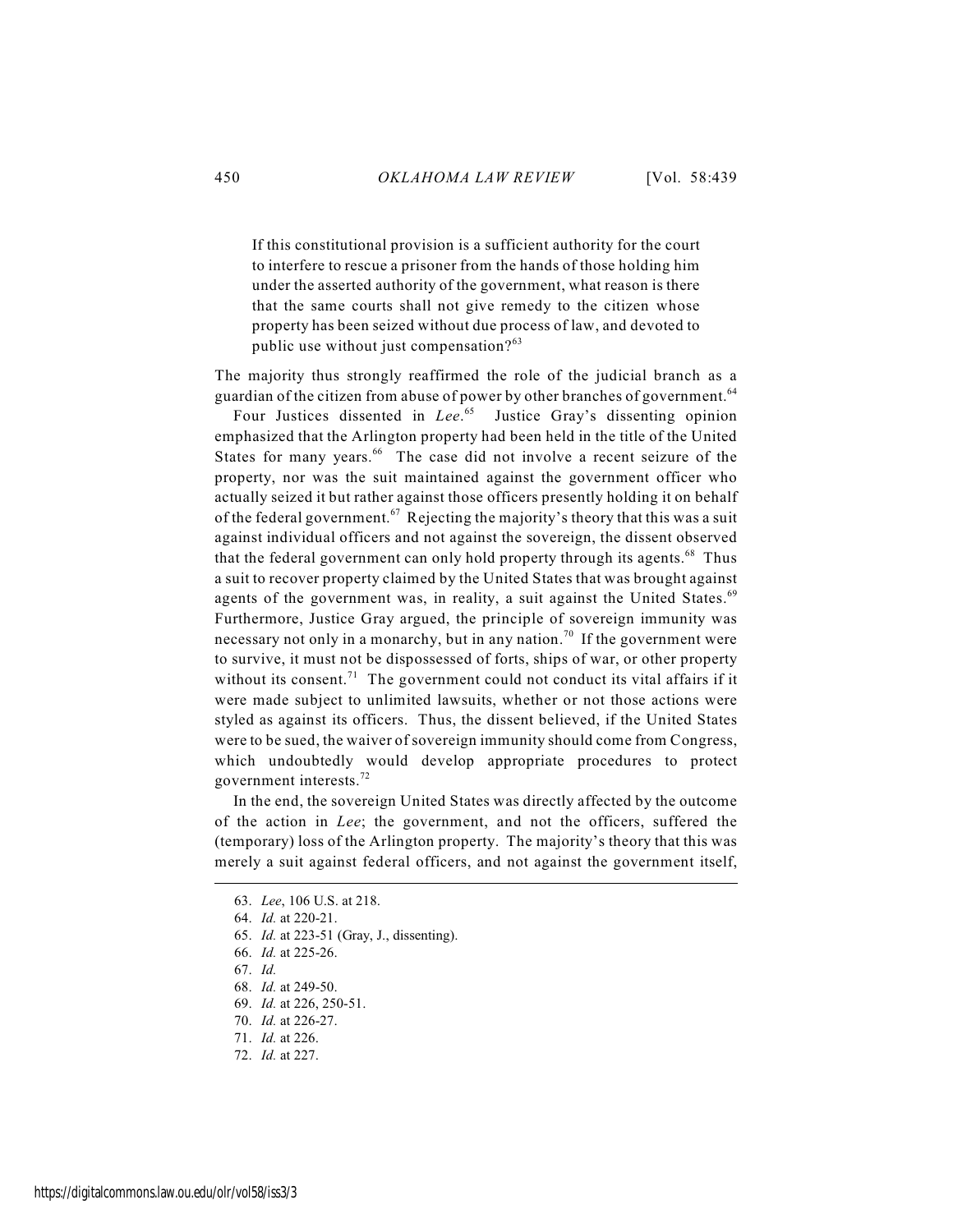> If this constitutional provision is a sufficient authority for the court to interfere to rescue a prisoner from the hands of those holding him under the asserted authority of the government, what reason is there that the same courts shall not give remedy to the citizen whose property has been seized without due process of law, and devoted to public use without just compensation?[63]

The majority thus strongly reaffirmed the role of the judicial branch as a guardian of the citizen from abuse of power by other branches of government.[64]

Four Justices dissented in *Lee*.[65] Justice Gray's dissenting opinion emphasized that the Arlington property had been held in the title of the United States for many years.[66] The case did not involve a recent seizure of the property, nor was the suit maintained against the government officer who actually seized it but rather against those officers presently holding it on behalf of the federal government.[67] Rejecting the majority's theory that this was a suit against individual officers and not against the sovereign, the dissent observed that the federal government can only hold property through its agents.[68] Thus a suit to recover property claimed by the United States that was brought against agents of the government was, in reality, a suit against the United States.[69] Furthermore, Justice Gray argued, the principle of sovereign immunity was necessary not only in a monarchy, but in any nation.[70] If the government were to survive, it must not be dispossessed of forts, ships of war, or other property without its consent.[71] The government could not conduct its vital affairs if it were made subject to unlimited lawsuits, whether or not those actions were styled as against its officers. Thus, the dissent believed, if the United States were to be sued, the waiver of sovereign immunity should come from Congress, which undoubtedly would develop appropriate procedures to protect government interests.[72]

In the end, the sovereign United States was directly affected by the outcome of the action in *Lee*; the government, and not the officers, suffered the (temporary) loss of the Arlington property. The majority's theory that this was merely a suit against federal officers, and not against the government itself,

---

63. *Lee*, 106 U.S. at 218.
64. *Id.* at 220-21.
65. *Id.* at 223-51 (Gray, J., dissenting).
66. *Id.* at 225-26.
67. *Id.*
68. *Id.* at 249-50.
69. *Id.* at 226, 250-51.
70. *Id.* at 226-27.
71. *Id.* at 226.
72. *Id.* at 227.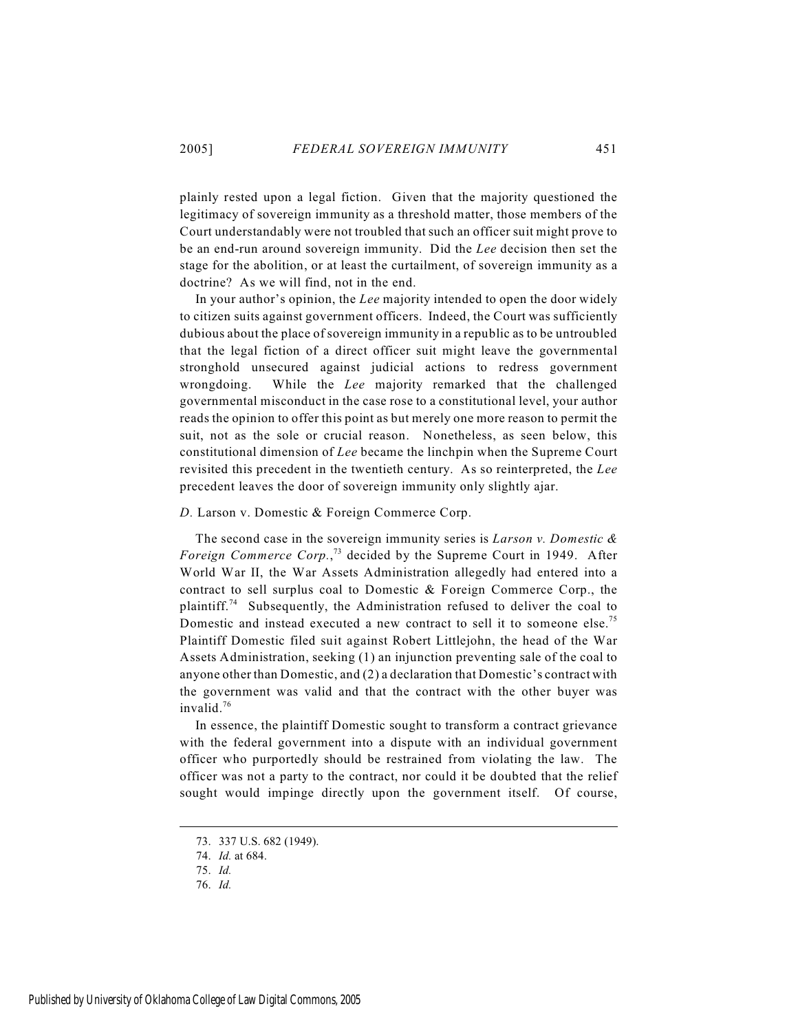plainly rested upon a legal fiction. Given that the majority questioned the legitimacy of sovereign immunity as a threshold matter, those members of the Court understandably were not troubled that such an officer suit might prove to be an end-run around sovereign immunity. Did the *Lee* decision then set the stage for the abolition, or at least the curtailment, of sovereign immunity as a doctrine? As we will find, not in the end.

In your author's opinion, the *Lee* majority intended to open the door widely to citizen suits against government officers. Indeed, the Court was sufficiently dubious about the place of sovereign immunity in a republic as to be untroubled that the legal fiction of a direct officer suit might leave the governmental stronghold unsecured against judicial actions to redress government wrongdoing. While the *Lee* majority remarked that the challenged governmental misconduct in the case rose to a constitutional level, your author reads the opinion to offer this point as but merely one more reason to permit the suit, not as the sole or crucial reason. Nonetheless, as seen below, this constitutional dimension of *Lee* became the linchpin when the Supreme Court revisited this precedent in the twentieth century. As so reinterpreted, the *Lee* precedent leaves the door of sovereign immunity only slightly ajar.

### *D.* Larson v. Domestic & Foreign Commerce Corp.

The second case in the sovereign immunity series is *Larson v. Domestic & Foreign Commerce Corp.*,[73] decided by the Supreme Court in 1949. After World War II, the War Assets Administration allegedly had entered into a contract to sell surplus coal to Domestic & Foreign Commerce Corp., the plaintiff.[74] Subsequently, the Administration refused to deliver the coal to Domestic and instead executed a new contract to sell it to someone else.[75] Plaintiff Domestic filed suit against Robert Littlejohn, the head of the War Assets Administration, seeking (1) an injunction preventing sale of the coal to anyone other than Domestic, and (2) a declaration that Domestic's contract with the government was valid and that the contract with the other buyer was invalid.[76]

In essence, the plaintiff Domestic sought to transform a contract grievance with the federal government into a dispute with an individual government officer who purportedly should be restrained from violating the law. The officer was not a party to the contract, nor could it be doubted that the relief sought would impinge directly upon the government itself. Of course,

---

73. 337 U.S. 682 (1949).

74. *Id.* at 684.

75. *Id.*

76. *Id.*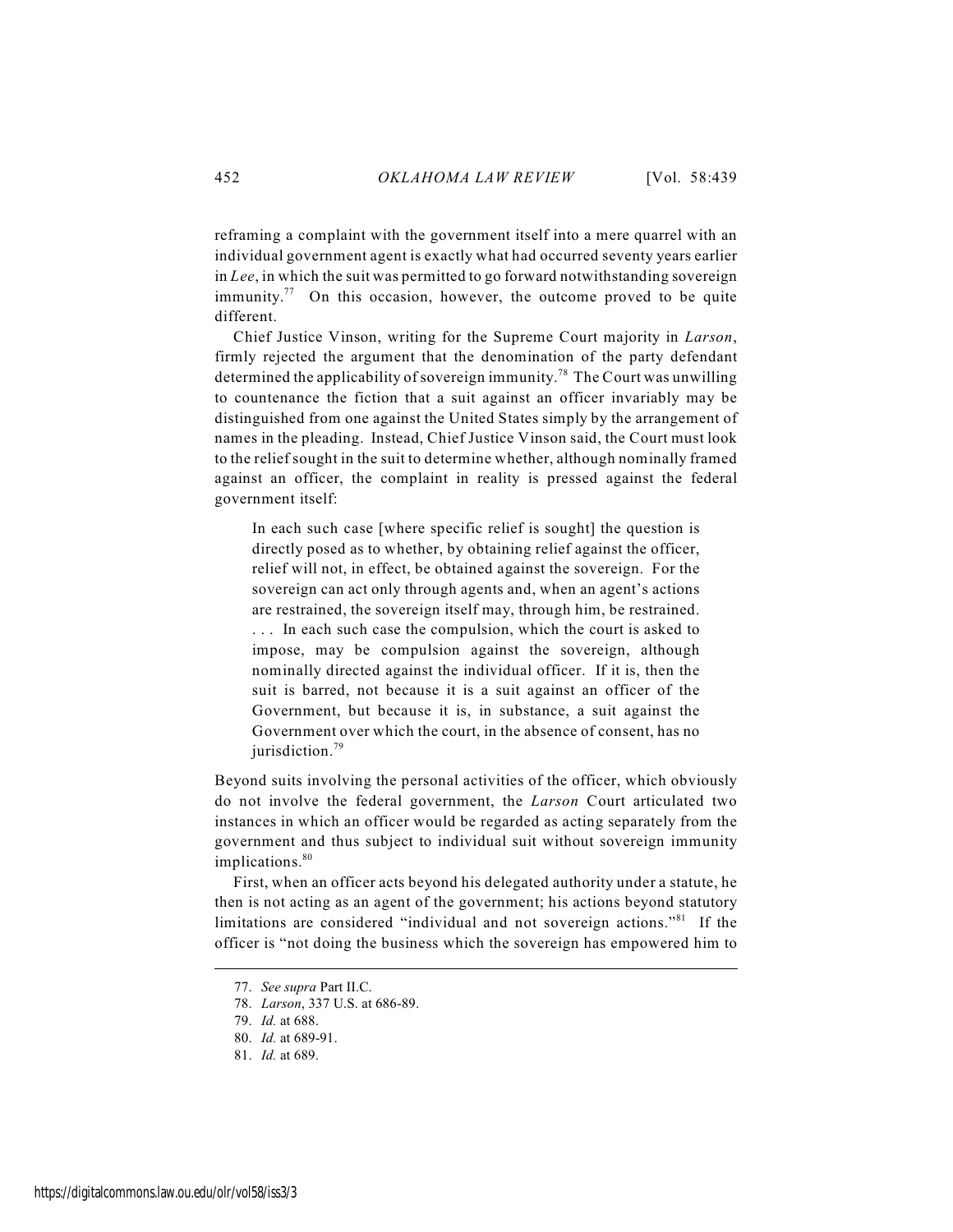reframing a complaint with the government itself into a mere quarrel with an individual government agent is exactly what had occurred seventy years earlier in *Lee*, in which the suit was permitted to go forward notwithstanding sovereign immunity.[77] On this occasion, however, the outcome proved to be quite different.

Chief Justice Vinson, writing for the Supreme Court majority in *Larson*, firmly rejected the argument that the denomination of the party defendant determined the applicability of sovereign immunity.[78] The Court was unwilling to countenance the fiction that a suit against an officer invariably may be distinguished from one against the United States simply by the arrangement of names in the pleading. Instead, Chief Justice Vinson said, the Court must look to the relief sought in the suit to determine whether, although nominally framed against an officer, the complaint in reality is pressed against the federal government itself:

> In each such case [where specific relief is sought] the question is directly posed as to whether, by obtaining relief against the officer, relief will not, in effect, be obtained against the sovereign. For the sovereign can act only through agents and, when an agent's actions are restrained, the sovereign itself may, through him, be restrained. . . . In each such case the compulsion, which the court is asked to impose, may be compulsion against the sovereign, although nominally directed against the individual officer. If it is, then the suit is barred, not because it is a suit against an officer of the Government, but because it is, in substance, a suit against the Government over which the court, in the absence of consent, has no jurisdiction.[79]

Beyond suits involving the personal activities of the officer, which obviously do not involve the federal government, the *Larson* Court articulated two instances in which an officer would be regarded as acting separately from the government and thus subject to individual suit without sovereign immunity implications.[80]

First, when an officer acts beyond his delegated authority under a statute, he then is not acting as an agent of the government; his actions beyond statutory limitations are considered "individual and not sovereign actions."[81] If the officer is "not doing the business which the sovereign has empowered him to

---

77. *See supra* Part II.C.

78. *Larson*, 337 U.S. at 686-89.

79. *Id.* at 688.

80. *Id.* at 689-91.

81. *Id.* at 689.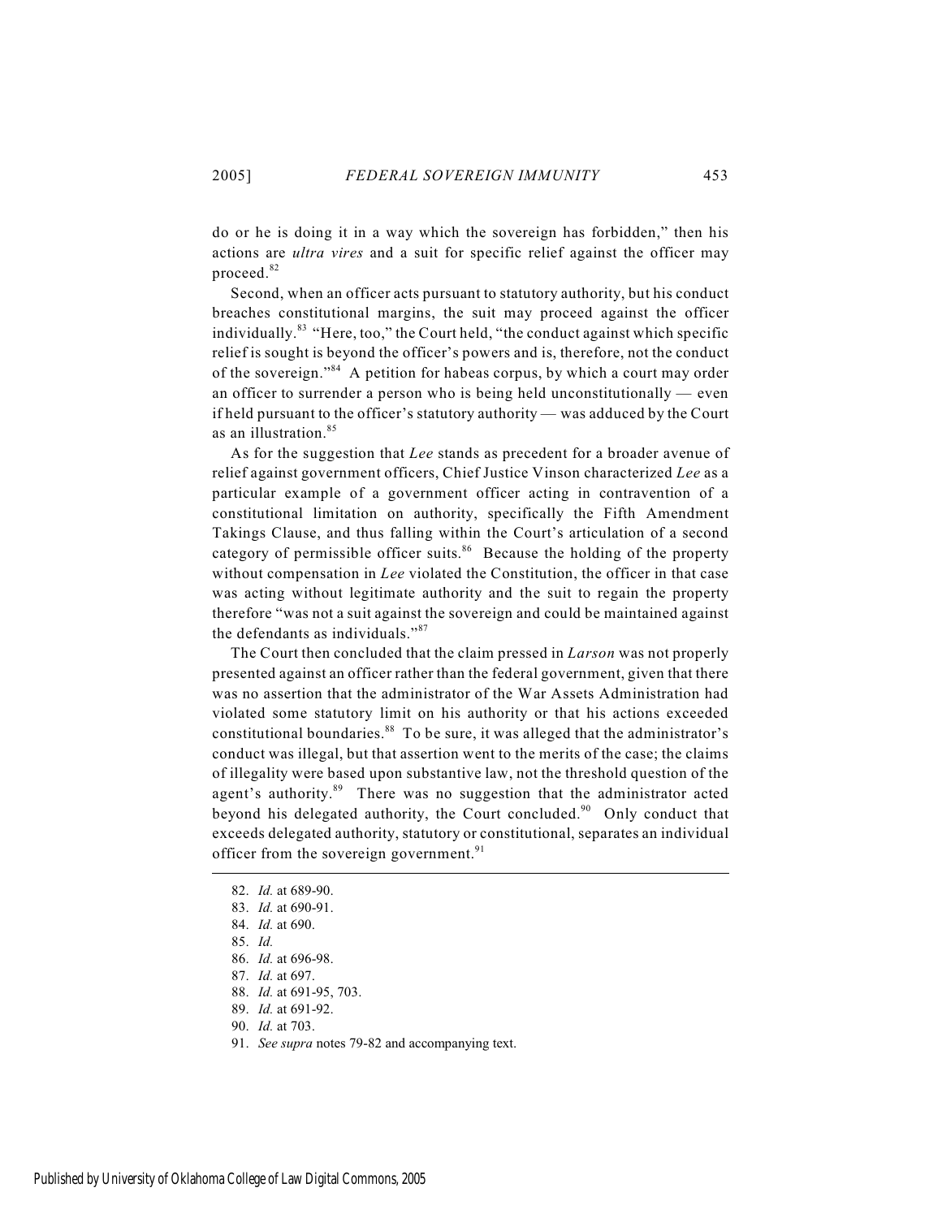do or he is doing it in a way which the sovereign has forbidden," then his actions are *ultra vires* and a suit for specific relief against the officer may proceed.[82]

Second, when an officer acts pursuant to statutory authority, but his conduct breaches constitutional margins, the suit may proceed against the officer individually.[83] "Here, too," the Court held, "the conduct against which specific relief is sought is beyond the officer's powers and is, therefore, not the conduct of the sovereign."[84] A petition for habeas corpus, by which a court may order an officer to surrender a person who is being held unconstitutionally — even if held pursuant to the officer's statutory authority — was adduced by the Court as an illustration.[85]

As for the suggestion that *Lee* stands as precedent for a broader avenue of relief against government officers, Chief Justice Vinson characterized *Lee* as a particular example of a government officer acting in contravention of a constitutional limitation on authority, specifically the Fifth Amendment Takings Clause, and thus falling within the Court's articulation of a second category of permissible officer suits.[86] Because the holding of the property without compensation in *Lee* violated the Constitution, the officer in that case was acting without legitimate authority and the suit to regain the property therefore "was not a suit against the sovereign and could be maintained against the defendants as individuals."[87]

The Court then concluded that the claim pressed in *Larson* was not properly presented against an officer rather than the federal government, given that there was no assertion that the administrator of the War Assets Administration had violated some statutory limit on his authority or that his actions exceeded constitutional boundaries.[88] To be sure, it was alleged that the administrator's conduct was illegal, but that assertion went to the merits of the case; the claims of illegality were based upon substantive law, not the threshold question of the agent's authority.[89] There was no suggestion that the administrator acted beyond his delegated authority, the Court concluded.[90] Only conduct that exceeds delegated authority, statutory or constitutional, separates an individual officer from the sovereign government.[91]

---

82. *Id.* at 689-90.
83. *Id.* at 690-91.
84. *Id.* at 690.
85. *Id.*
86. *Id.* at 696-98.
87. *Id.* at 697.
88. *Id.* at 691-95, 703.
89. *Id.* at 691-92.
90. *Id.* at 703.
91. *See supra* notes 79-82 and accompanying text.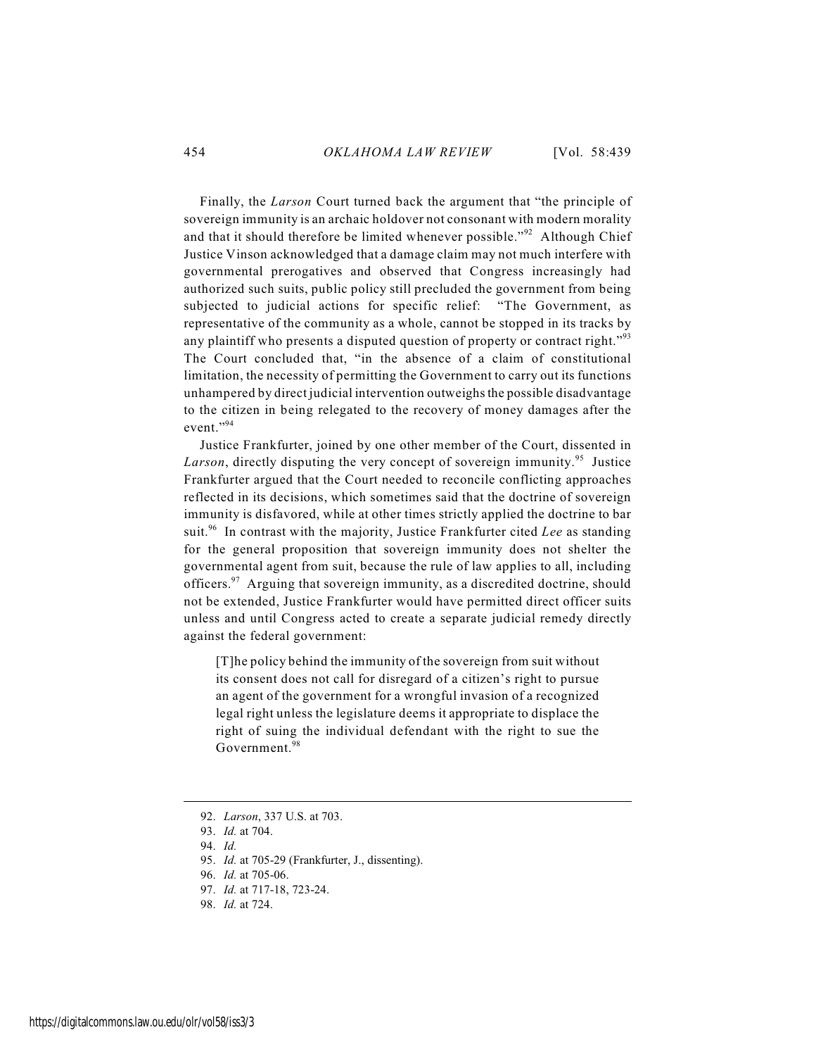Finally, the *Larson* Court turned back the argument that "the principle of sovereign immunity is an archaic holdover not consonant with modern morality and that it should therefore be limited whenever possible."[92] Although Chief Justice Vinson acknowledged that a damage claim may not much interfere with governmental prerogatives and observed that Congress increasingly had authorized such suits, public policy still precluded the government from being subjected to judicial actions for specific relief: "The Government, as representative of the community as a whole, cannot be stopped in its tracks by any plaintiff who presents a disputed question of property or contract right."[93] The Court concluded that, "in the absence of a claim of constitutional limitation, the necessity of permitting the Government to carry out its functions unhampered by direct judicial intervention outweighs the possible disadvantage to the citizen in being relegated to the recovery of money damages after the event."[94]

Justice Frankfurter, joined by one other member of the Court, dissented in *Larson*, directly disputing the very concept of sovereign immunity.[95] Justice Frankfurter argued that the Court needed to reconcile conflicting approaches reflected in its decisions, which sometimes said that the doctrine of sovereign immunity is disfavored, while at other times strictly applied the doctrine to bar suit.[96] In contrast with the majority, Justice Frankfurter cited *Lee* as standing for the general proposition that sovereign immunity does not shelter the governmental agent from suit, because the rule of law applies to all, including officers.[97] Arguing that sovereign immunity, as a discredited doctrine, should not be extended, Justice Frankfurter would have permitted direct officer suits unless and until Congress acted to create a separate judicial remedy directly against the federal government:

> [T]he policy behind the immunity of the sovereign from suit without its consent does not call for disregard of a citizen's right to pursue an agent of the government for a wrongful invasion of a recognized legal right unless the legislature deems it appropriate to displace the right of suing the individual defendant with the right to sue the Government.[98]

---

92. *Larson*, 337 U.S. at 703.
93. *Id.* at 704.
94. *Id.*
95. *Id.* at 705-29 (Frankfurter, J., dissenting).
96. *Id.* at 705-06.
97. *Id.* at 717-18, 723-24.
98. *Id.* at 724.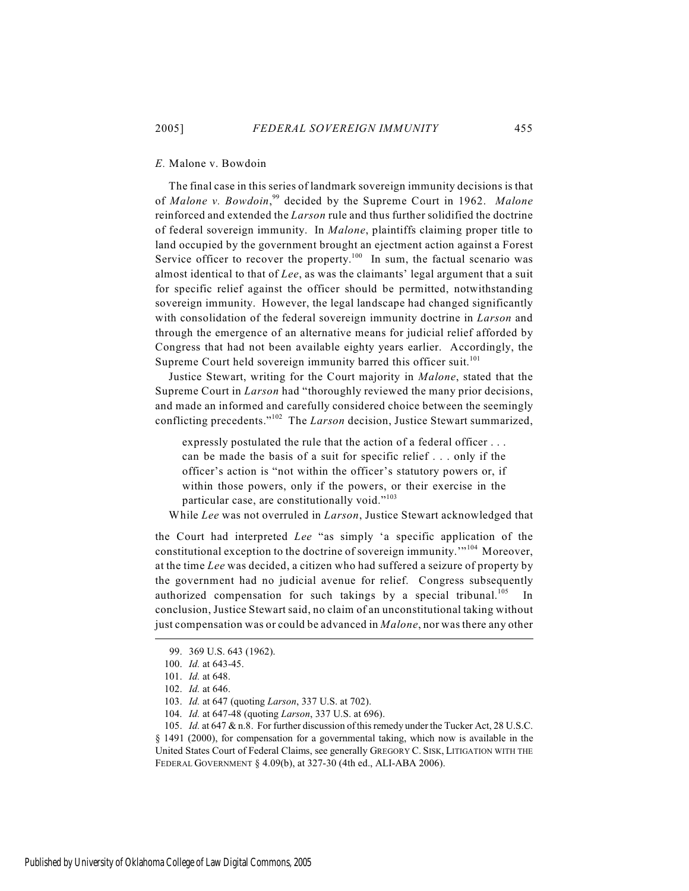### *E.* Malone v. Bowdoin

The final case in this series of landmark sovereign immunity decisions is that of *Malone v. Bowdoin*,[99] decided by the Supreme Court in 1962. *Malone* reinforced and extended the *Larson* rule and thus further solidified the doctrine of federal sovereign immunity. In *Malone*, plaintiffs claiming proper title to land occupied by the government brought an ejectment action against a Forest Service officer to recover the property.[100] In sum, the factual scenario was almost identical to that of *Lee*, as was the claimants' legal argument that a suit for specific relief against the officer should be permitted, notwithstanding sovereign immunity. However, the legal landscape had changed significantly with consolidation of the federal sovereign immunity doctrine in *Larson* and through the emergence of an alternative means for judicial relief afforded by Congress that had not been available eighty years earlier. Accordingly, the Supreme Court held sovereign immunity barred this officer suit.[101]

Justice Stewart, writing for the Court majority in *Malone*, stated that the Supreme Court in *Larson* had "thoroughly reviewed the many prior decisions, and made an informed and carefully considered choice between the seemingly conflicting precedents."[102] The *Larson* decision, Justice Stewart summarized,

> expressly postulated the rule that the action of a federal officer . . . can be made the basis of a suit for specific relief . . . only if the officer's action is "not within the officer's statutory powers or, if within those powers, only if the powers, or their exercise in the particular case, are constitutionally void."[103]

While *Lee* was not overruled in *Larson*, Justice Stewart acknowledged that the Court had interpreted *Lee* "as simply 'a specific application of the constitutional exception to the doctrine of sovereign immunity.'"[104] Moreover, at the time *Lee* was decided, a citizen who had suffered a seizure of property by the government had no judicial avenue for relief. Congress subsequently authorized compensation for such takings by a special tribunal.[105] In conclusion, Justice Stewart said, no claim of an unconstitutional taking without just compensation was or could be advanced in *Malone*, nor was there any other

---

99. 369 U.S. 643 (1962).

100. *Id.* at 643-45.

101. *Id.* at 648.

102. *Id.* at 646.

103. *Id.* at 647 (quoting *Larson*, 337 U.S. at 702).

104. *Id.* at 647-48 (quoting *Larson*, 337 U.S. at 696).

105. *Id.* at 647 & n.8. For further discussion of this remedy under the Tucker Act, 28 U.S.C. § 1491 (2000), for compensation for a governmental taking, which now is available in the United States Court of Federal Claims, see generally GREGORY C. SISK, LITIGATION WITH THE FEDERAL GOVERNMENT § 4.09(b), at 327-30 (4th ed., ALI-ABA 2006).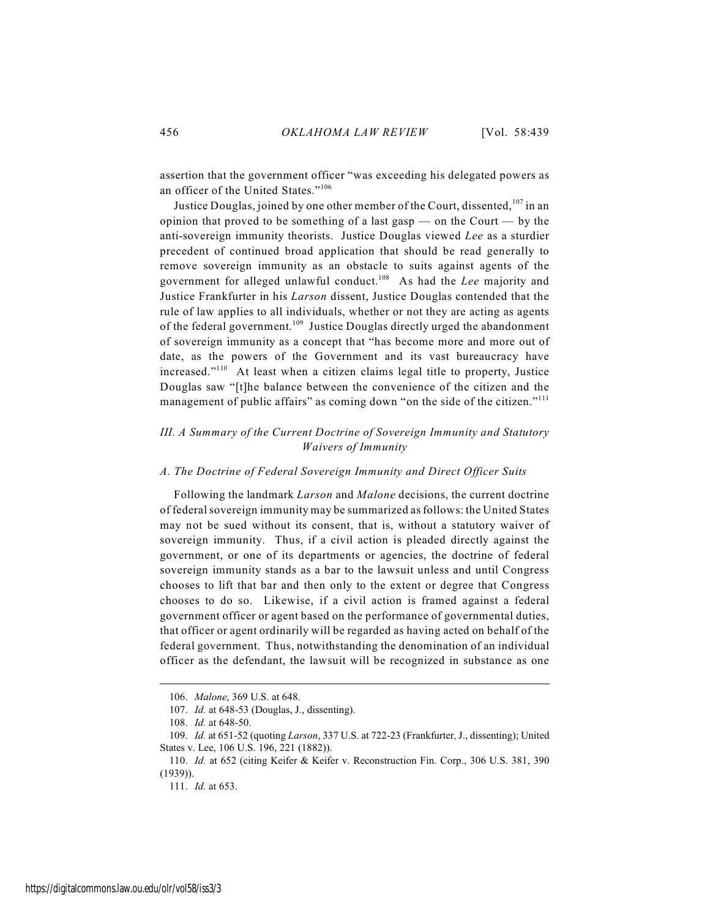assertion that the government officer "was exceeding his delegated powers as an officer of the United States."[106]

Justice Douglas, joined by one other member of the Court, dissented,[107] in an opinion that proved to be something of a last gasp — on the Court — by the anti-sovereign immunity theorists. Justice Douglas viewed *Lee* as a sturdier precedent of continued broad application that should be read generally to remove sovereign immunity as an obstacle to suits against agents of the government for alleged unlawful conduct.[108] As had the *Lee* majority and Justice Frankfurter in his *Larson* dissent, Justice Douglas contended that the rule of law applies to all individuals, whether or not they are acting as agents of the federal government.[109] Justice Douglas directly urged the abandonment of sovereign immunity as a concept that "has become more and more out of date, as the powers of the Government and its vast bureaucracy have increased."[110] At least when a citizen claims legal title to property, Justice Douglas saw "[t]he balance between the convenience of the citizen and the management of public affairs" as coming down "on the side of the citizen."[111]

## *III. A Summary of the Current Doctrine of Sovereign Immunity and Statutory Waivers of Immunity*

### *A. The Doctrine of Federal Sovereign Immunity and Direct Officer Suits*

Following the landmark *Larson* and *Malone* decisions, the current doctrine of federal sovereign immunity may be summarized as follows: the United States may not be sued without its consent, that is, without a statutory waiver of sovereign immunity. Thus, if a civil action is pleaded directly against the government, or one of its departments or agencies, the doctrine of federal sovereign immunity stands as a bar to the lawsuit unless and until Congress chooses to lift that bar and then only to the extent or degree that Congress chooses to do so. Likewise, if a civil action is framed against a federal government officer or agent based on the performance of governmental duties, that officer or agent ordinarily will be regarded as having acted on behalf of the federal government. Thus, notwithstanding the denomination of an individual officer as the defendant, the lawsuit will be recognized in substance as one

106. *Malone*, 369 U.S. at 648.

107. *Id.* at 648-53 (Douglas, J., dissenting).

108. *Id.* at 648-50.

109. *Id.* at 651-52 (quoting *Larson*, 337 U.S. at 722-23 (Frankfurter, J., dissenting); United States v. Lee, 106 U.S. 196, 221 (1882)).

110. *Id.* at 652 (citing Keifer & Keifer v. Reconstruction Fin. Corp., 306 U.S. 381, 390 (1939)).

111. *Id.* at 653.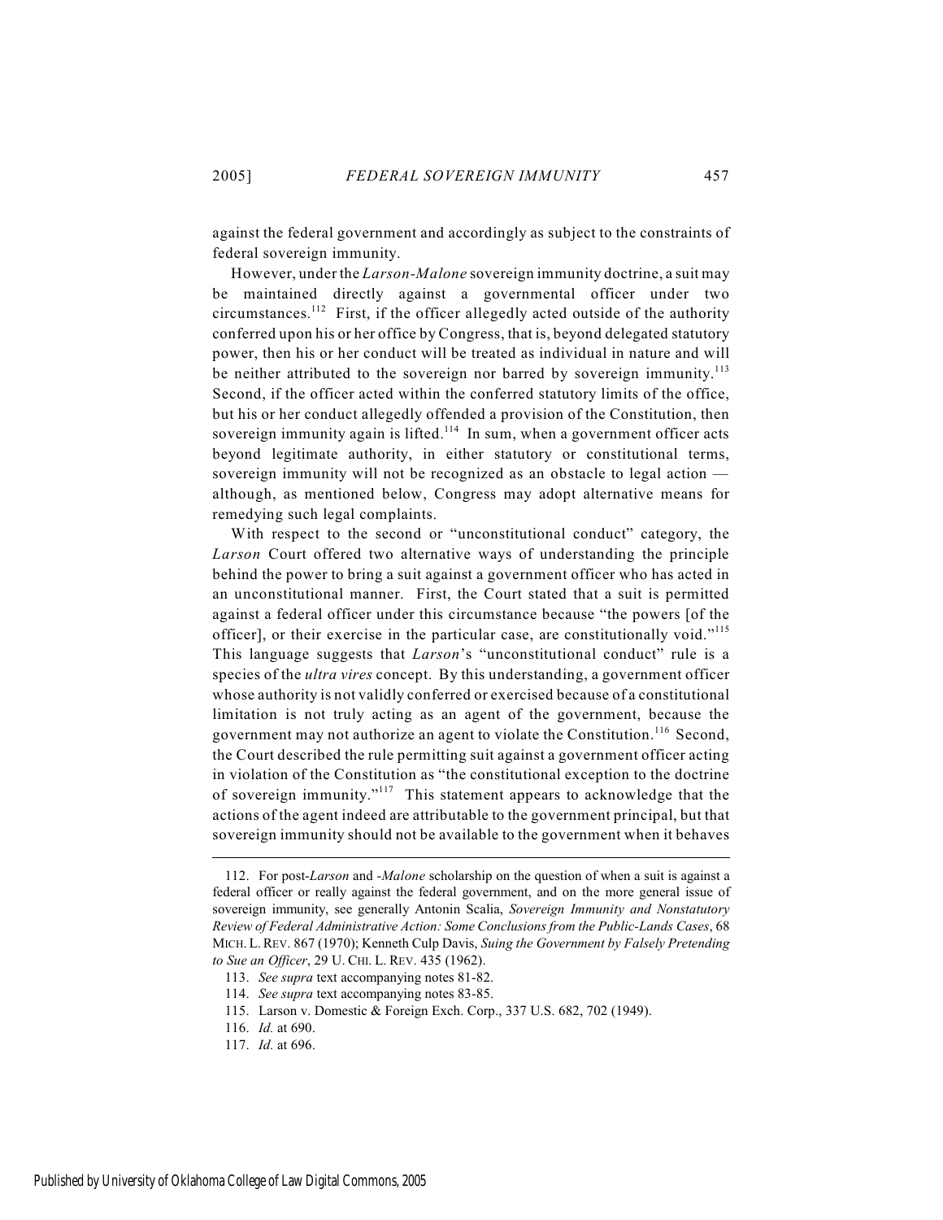against the federal government and accordingly as subject to the constraints of federal sovereign immunity.

However, under the *Larson-Malone* sovereign immunity doctrine, a suit may be maintained directly against a governmental officer under two circumstances.[112] First, if the officer allegedly acted outside of the authority conferred upon his or her office by Congress, that is, beyond delegated statutory power, then his or her conduct will be treated as individual in nature and will be neither attributed to the sovereign nor barred by sovereign immunity.[113] Second, if the officer acted within the conferred statutory limits of the office, but his or her conduct allegedly offended a provision of the Constitution, then sovereign immunity again is lifted.[114] In sum, when a government officer acts beyond legitimate authority, in either statutory or constitutional terms, sovereign immunity will not be recognized as an obstacle to legal action — although, as mentioned below, Congress may adopt alternative means for remedying such legal complaints.

With respect to the second or "unconstitutional conduct" category, the *Larson* Court offered two alternative ways of understanding the principle behind the power to bring a suit against a government officer who has acted in an unconstitutional manner. First, the Court stated that a suit is permitted against a federal officer under this circumstance because "the powers [of the officer], or their exercise in the particular case, are constitutionally void."[115] This language suggests that *Larson*'s "unconstitutional conduct" rule is a species of the *ultra vires* concept. By this understanding, a government officer whose authority is not validly conferred or exercised because of a constitutional limitation is not truly acting as an agent of the government, because the government may not authorize an agent to violate the Constitution.[116] Second, the Court described the rule permitting suit against a government officer acting in violation of the Constitution as "the constitutional exception to the doctrine of sovereign immunity."[117] This statement appears to acknowledge that the actions of the agent indeed are attributable to the government principal, but that sovereign immunity should not be available to the government when it behaves

---

112. For post-*Larson* and -*Malone* scholarship on the question of when a suit is against a federal officer or really against the federal government, and on the more general issue of sovereign immunity, see generally Antonin Scalia, *Sovereign Immunity and Nonstatutory Review of Federal Administrative Action: Some Conclusions from the Public-Lands Cases*, 68 MICH. L. REV. 867 (1970); Kenneth Culp Davis, *Suing the Government by Falsely Pretending to Sue an Officer*, 29 U. CHI. L. REV. 435 (1962).

113. *See supra* text accompanying notes 81-82.

114. *See supra* text accompanying notes 83-85.

115. Larson v. Domestic & Foreign Exch. Corp., 337 U.S. 682, 702 (1949).

116. *Id.* at 690.

117. *Id.* at 696.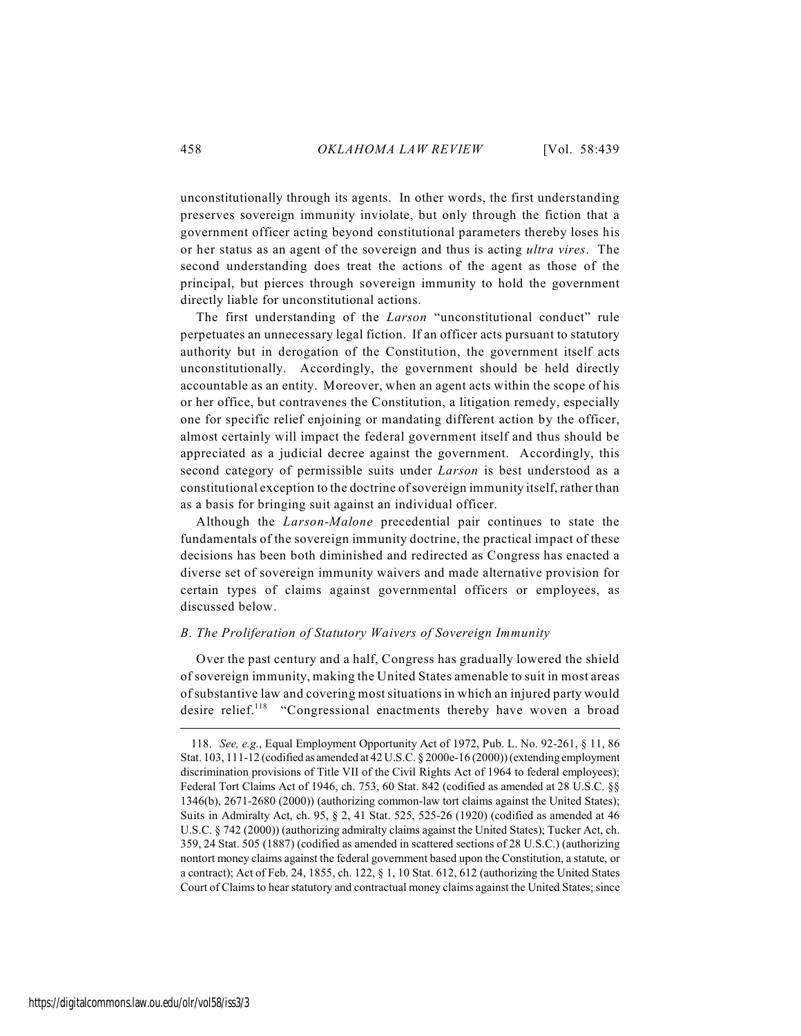unconstitutionally through its agents. In other words, the first understanding preserves sovereign immunity inviolate, but only through the fiction that a government officer acting beyond constitutional parameters thereby loses his or her status as an agent of the sovereign and thus is acting *ultra vires*. The second understanding does treat the actions of the agent as those of the principal, but pierces through sovereign immunity to hold the government directly liable for unconstitutional actions.

The first understanding of the *Larson* "unconstitutional conduct" rule perpetuates an unnecessary legal fiction. If an officer acts pursuant to statutory authority but in derogation of the Constitution, the government itself acts unconstitutionally. Accordingly, the government should be held directly accountable as an entity. Moreover, when an agent acts within the scope of his or her office, but contravenes the Constitution, a litigation remedy, especially one for specific relief enjoining or mandating different action by the officer, almost certainly will impact the federal government itself and thus should be appreciated as a judicial decree against the government. Accordingly, this second category of permissible suits under *Larson* is best understood as a constitutional exception to the doctrine of sovereign immunity itself, rather than as a basis for bringing suit against an individual officer.

Although the *Larson-Malone* precedential pair continues to state the fundamentals of the sovereign immunity doctrine, the practical impact of these decisions has been both diminished and redirected as Congress has enacted a diverse set of sovereign immunity waivers and made alternative provision for certain types of claims against governmental officers or employees, as discussed below.

### *B. The Proliferation of Statutory Waivers of Sovereign Immunity*

Over the past century and a half, Congress has gradually lowered the shield of sovereign immunity, making the United States amenable to suit in most areas of substantive law and covering most situations in which an injured party would desire relief.[118] "Congressional enactments thereby have woven a broad

---

118. *See, e.g.*, Equal Employment Opportunity Act of 1972, Pub. L. No. 92-261, § 11, 86 Stat. 103, 111-12 (codified as amended at 42 U.S.C. § 2000e-16 (2000)) (extending employment discrimination provisions of Title VII of the Civil Rights Act of 1964 to federal employees); Federal Tort Claims Act of 1946, ch. 753, 60 Stat. 842 (codified as amended at 28 U.S.C. §§ 1346(b), 2671-2680 (2000)) (authorizing common-law tort claims against the United States); Suits in Admiralty Act, ch. 95, § 2, 41 Stat. 525, 525-26 (1920) (codified as amended at 46 U.S.C. § 742 (2000)) (authorizing admiralty claims against the United States); Tucker Act, ch. 359, 24 Stat. 505 (1887) (codified as amended in scattered sections of 28 U.S.C.) (authorizing nontort money claims against the federal government based upon the Constitution, a statute, or a contract); Act of Feb. 24, 1855, ch. 122, § 1, 10 Stat. 612, 612 (authorizing the United States Court of Claims to hear statutory and contractual money claims against the United States; since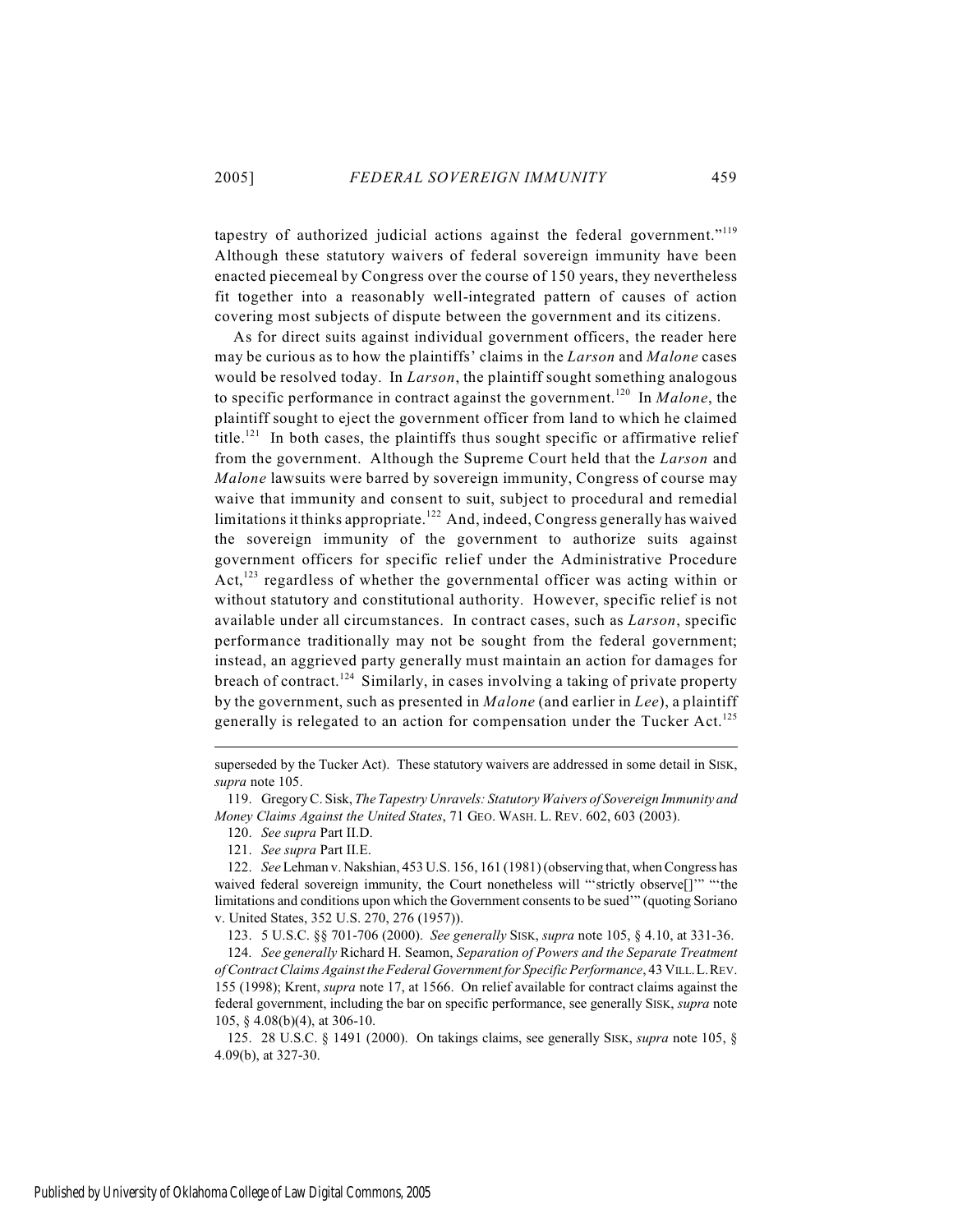tapestry of authorized judicial actions against the federal government."[119] Although these statutory waivers of federal sovereign immunity have been enacted piecemeal by Congress over the course of 150 years, they nevertheless fit together into a reasonably well-integrated pattern of causes of action covering most subjects of dispute between the government and its citizens.

As for direct suits against individual government officers, the reader here may be curious as to how the plaintiffs' claims in the *Larson* and *Malone* cases would be resolved today. In *Larson*, the plaintiff sought something analogous to specific performance in contract against the government.[120] In *Malone*, the plaintiff sought to eject the government officer from land to which he claimed title.[121] In both cases, the plaintiffs thus sought specific or affirmative relief from the government. Although the Supreme Court held that the *Larson* and *Malone* lawsuits were barred by sovereign immunity, Congress of course may waive that immunity and consent to suit, subject to procedural and remedial limitations it thinks appropriate.[122] And, indeed, Congress generally has waived the sovereign immunity of the government to authorize suits against government officers for specific relief under the Administrative Procedure Act,[123] regardless of whether the governmental officer was acting within or without statutory and constitutional authority. However, specific relief is not available under all circumstances. In contract cases, such as *Larson*, specific performance traditionally may not be sought from the federal government; instead, an aggrieved party generally must maintain an action for damages for breach of contract.[124] Similarly, in cases involving a taking of private property by the government, such as presented in *Malone* (and earlier in *Lee*), a plaintiff generally is relegated to an action for compensation under the Tucker Act.[125]

---

superseded by the Tucker Act). These statutory waivers are addressed in some detail in SISK, *supra* note 105.

119. Gregory C. Sisk, *The Tapestry Unravels: Statutory Waivers of Sovereign Immunity and Money Claims Against the United States*, 71 GEO. WASH. L. REV. 602, 603 (2003).

120. *See supra* Part II.D.

121. *See supra* Part II.E.

122. *See* Lehman v. Nakshian, 453 U.S. 156, 161 (1981) (observing that, when Congress has waived federal sovereign immunity, the Court nonetheless will "'strictly observe[]'" "'the limitations and conditions upon which the Government consents to be sued'" (quoting Soriano v. United States, 352 U.S. 270, 276 (1957)).

123. 5 U.S.C. §§ 701-706 (2000). *See generally* SISK, *supra* note 105, § 4.10, at 331-36.

124. *See generally* Richard H. Seamon, *Separation of Powers and the Separate Treatment of Contract Claims Against the Federal Government for Specific Performance*, 43 VILL. L. REV. 155 (1998); Krent, *supra* note 17, at 1566. On relief available for contract claims against the federal government, including the bar on specific performance, see generally SISK, *supra* note 105, § 4.08(b)(4), at 306-10.

125. 28 U.S.C. § 1491 (2000). On takings claims, see generally SISK, *supra* note 105, § 4.09(b), at 327-30.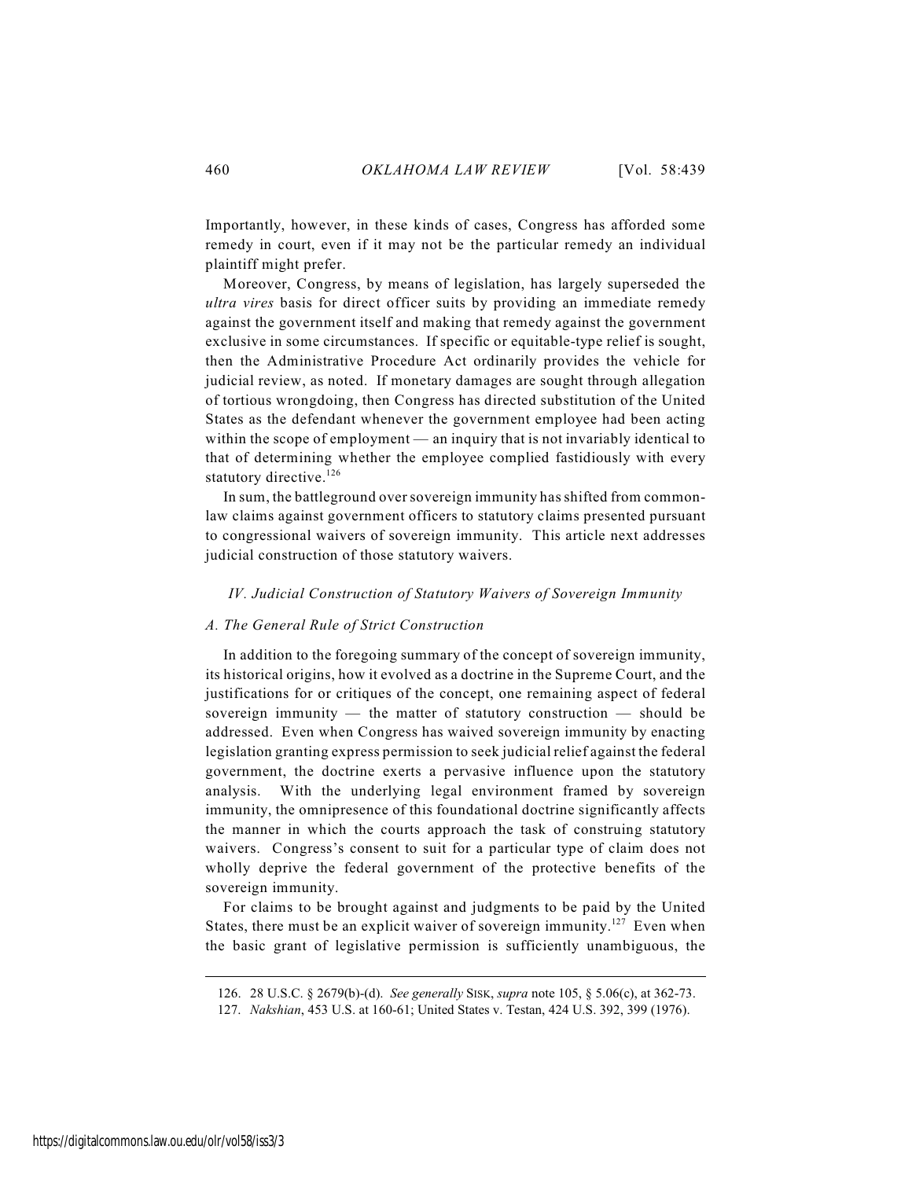Importantly, however, in these kinds of cases, Congress has afforded some remedy in court, even if it may not be the particular remedy an individual plaintiff might prefer.

Moreover, Congress, by means of legislation, has largely superseded the *ultra vires* basis for direct officer suits by providing an immediate remedy against the government itself and making that remedy against the government exclusive in some circumstances. If specific or equitable-type relief is sought, then the Administrative Procedure Act ordinarily provides the vehicle for judicial review, as noted. If monetary damages are sought through allegation of tortious wrongdoing, then Congress has directed substitution of the United States as the defendant whenever the government employee had been acting within the scope of employment — an inquiry that is not invariably identical to that of determining whether the employee complied fastidiously with every statutory directive.[126]

In sum, the battleground over sovereign immunity has shifted from common-law claims against government officers to statutory claims presented pursuant to congressional waivers of sovereign immunity. This article next addresses judicial construction of those statutory waivers.

## *IV. Judicial Construction of Statutory Waivers of Sovereign Immunity*

### *A. The General Rule of Strict Construction*

In addition to the foregoing summary of the concept of sovereign immunity, its historical origins, how it evolved as a doctrine in the Supreme Court, and the justifications for or critiques of the concept, one remaining aspect of federal sovereign immunity — the matter of statutory construction — should be addressed. Even when Congress has waived sovereign immunity by enacting legislation granting express permission to seek judicial relief against the federal government, the doctrine exerts a pervasive influence upon the statutory analysis. With the underlying legal environment framed by sovereign immunity, the omnipresence of this foundational doctrine significantly affects the manner in which the courts approach the task of construing statutory waivers. Congress's consent to suit for a particular type of claim does not wholly deprive the federal government of the protective benefits of the sovereign immunity.

For claims to be brought against and judgments to be paid by the United States, there must be an explicit waiver of sovereign immunity.[127] Even when the basic grant of legislative permission is sufficiently unambiguous, the

---

126. 28 U.S.C. § 2679(b)-(d). *See generally* SISK, *supra* note 105, § 5.06(c), at 362-73.

127. *Nakshian*, 453 U.S. at 160-61; United States v. Testan, 424 U.S. 392, 399 (1976).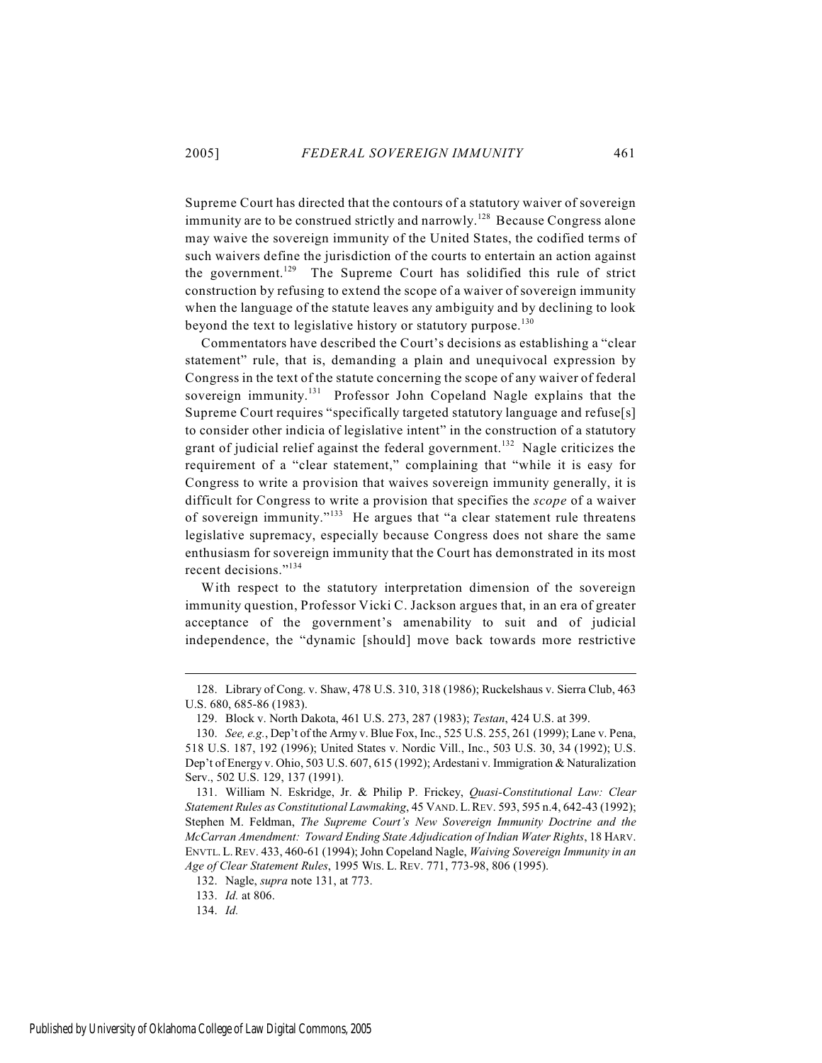Supreme Court has directed that the contours of a statutory waiver of sovereign immunity are to be construed strictly and narrowly.[128] Because Congress alone may waive the sovereign immunity of the United States, the codified terms of such waivers define the jurisdiction of the courts to entertain an action against the government.[129] The Supreme Court has solidified this rule of strict construction by refusing to extend the scope of a waiver of sovereign immunity when the language of the statute leaves any ambiguity and by declining to look beyond the text to legislative history or statutory purpose.[130]

Commentators have described the Court's decisions as establishing a "clear statement" rule, that is, demanding a plain and unequivocal expression by Congress in the text of the statute concerning the scope of any waiver of federal sovereign immunity.[131] Professor John Copeland Nagle explains that the Supreme Court requires "specifically targeted statutory language and refuse[s] to consider other indicia of legislative intent" in the construction of a statutory grant of judicial relief against the federal government.[132] Nagle criticizes the requirement of a "clear statement," complaining that "while it is easy for Congress to write a provision that waives sovereign immunity generally, it is difficult for Congress to write a provision that specifies the *scope* of a waiver of sovereign immunity."[133] He argues that "a clear statement rule threatens legislative supremacy, especially because Congress does not share the same enthusiasm for sovereign immunity that the Court has demonstrated in its most recent decisions."[134]

With respect to the statutory interpretation dimension of the sovereign immunity question, Professor Vicki C. Jackson argues that, in an era of greater acceptance of the government's amenability to suit and of judicial independence, the "dynamic [should] move back towards more restrictive

---

128. Library of Cong. v. Shaw, 478 U.S. 310, 318 (1986); Ruckelshaus v. Sierra Club, 463 U.S. 680, 685-86 (1983).

129. Block v. North Dakota, 461 U.S. 273, 287 (1983); *Testan*, 424 U.S. at 399.

130. *See, e.g.*, Dep't of the Army v. Blue Fox, Inc., 525 U.S. 255, 261 (1999); Lane v. Pena, 518 U.S. 187, 192 (1996); United States v. Nordic Vill., Inc., 503 U.S. 30, 34 (1992); U.S. Dep't of Energy v. Ohio, 503 U.S. 607, 615 (1992); Ardestani v. Immigration & Naturalization Serv., 502 U.S. 129, 137 (1991).

131. William N. Eskridge, Jr. & Philip P. Frickey, *Quasi-Constitutional Law: Clear Statement Rules as Constitutional Lawmaking*, 45 VAND. L. REV. 593, 595 n.4, 642-43 (1992); Stephen M. Feldman, *The Supreme Court's New Sovereign Immunity Doctrine and the McCarran Amendment: Toward Ending State Adjudication of Indian Water Rights*, 18 HARV. ENVTL. L. REV. 433, 460-61 (1994); John Copeland Nagle, *Waiving Sovereign Immunity in an Age of Clear Statement Rules*, 1995 WIS. L. REV. 771, 773-98, 806 (1995).

132. Nagle, *supra* note 131, at 773.

133. *Id.* at 806.

134. *Id.*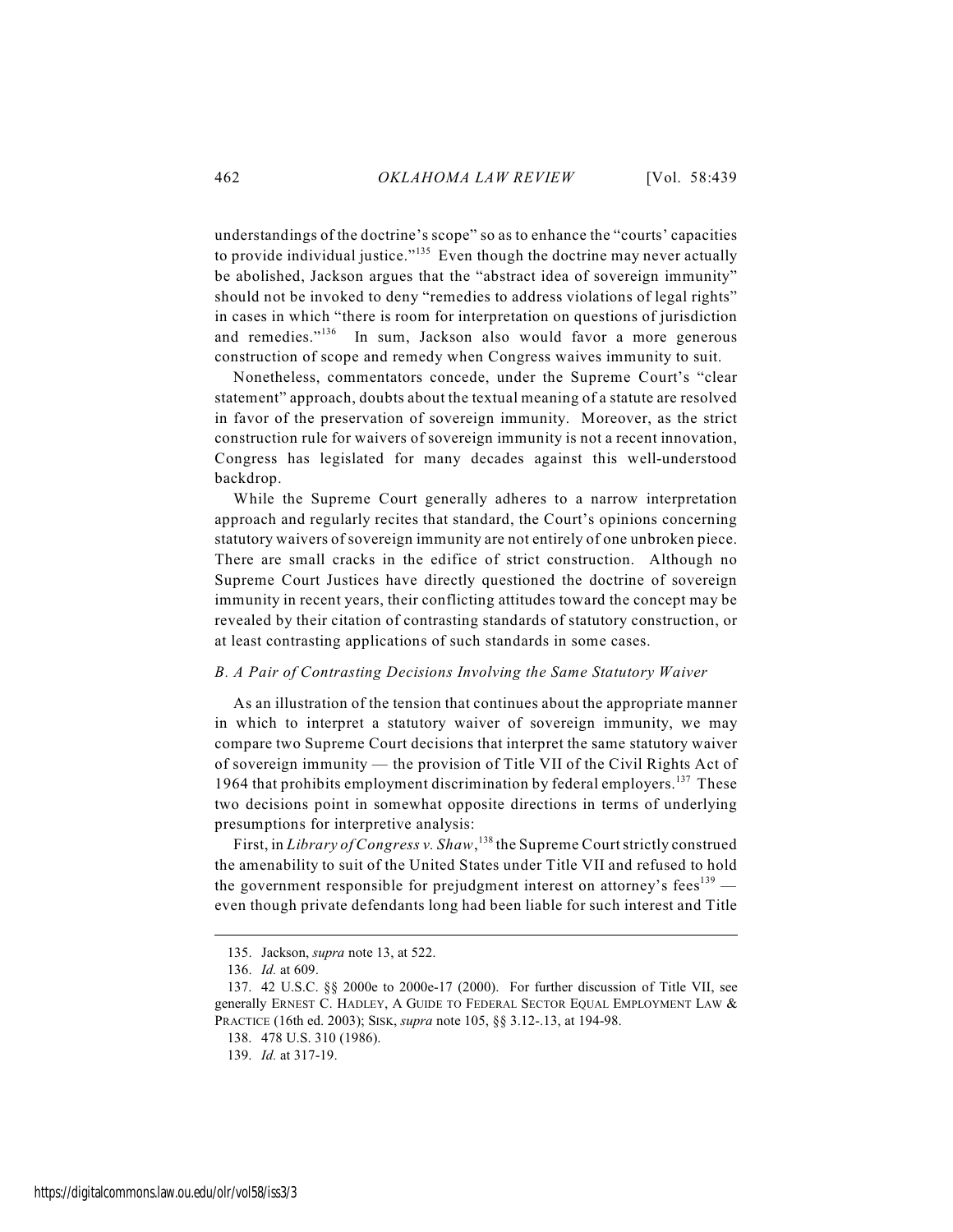understandings of the doctrine's scope" so as to enhance the "courts' capacities to provide individual justice."[135] Even though the doctrine may never actually be abolished, Jackson argues that the "abstract idea of sovereign immunity" should not be invoked to deny "remedies to address violations of legal rights" in cases in which "there is room for interpretation on questions of jurisdiction and remedies."[136] In sum, Jackson also would favor a more generous construction of scope and remedy when Congress waives immunity to suit.

Nonetheless, commentators concede, under the Supreme Court's "clear statement" approach, doubts about the textual meaning of a statute are resolved in favor of the preservation of sovereign immunity. Moreover, as the strict construction rule for waivers of sovereign immunity is not a recent innovation, Congress has legislated for many decades against this well-understood backdrop.

While the Supreme Court generally adheres to a narrow interpretation approach and regularly recites that standard, the Court's opinions concerning statutory waivers of sovereign immunity are not entirely of one unbroken piece. There are small cracks in the edifice of strict construction. Although no Supreme Court Justices have directly questioned the doctrine of sovereign immunity in recent years, their conflicting attitudes toward the concept may be revealed by their citation of contrasting standards of statutory construction, or at least contrasting applications of such standards in some cases.

### *B. A Pair of Contrasting Decisions Involving the Same Statutory Waiver*

As an illustration of the tension that continues about the appropriate manner in which to interpret a statutory waiver of sovereign immunity, we may compare two Supreme Court decisions that interpret the same statutory waiver of sovereign immunity — the provision of Title VII of the Civil Rights Act of 1964 that prohibits employment discrimination by federal employers.[137] These two decisions point in somewhat opposite directions in terms of underlying presumptions for interpretive analysis:

First, in *Library of Congress v. Shaw*,[138] the Supreme Court strictly construed the amenability to suit of the United States under Title VII and refused to hold the government responsible for prejudgment interest on attorney's fees[139] — even though private defendants long had been liable for such interest and Title

---

135. Jackson, *supra* note 13, at 522.

136. *Id.* at 609.

137. 42 U.S.C. §§ 2000e to 2000e-17 (2000). For further discussion of Title VII, see generally ERNEST C. HADLEY, A GUIDE TO FEDERAL SECTOR EQUAL EMPLOYMENT LAW & PRACTICE (16th ed. 2003); SISK, *supra* note 105, §§ 3.12-.13, at 194-98.

138. 478 U.S. 310 (1986).

139. *Id.* at 317-19.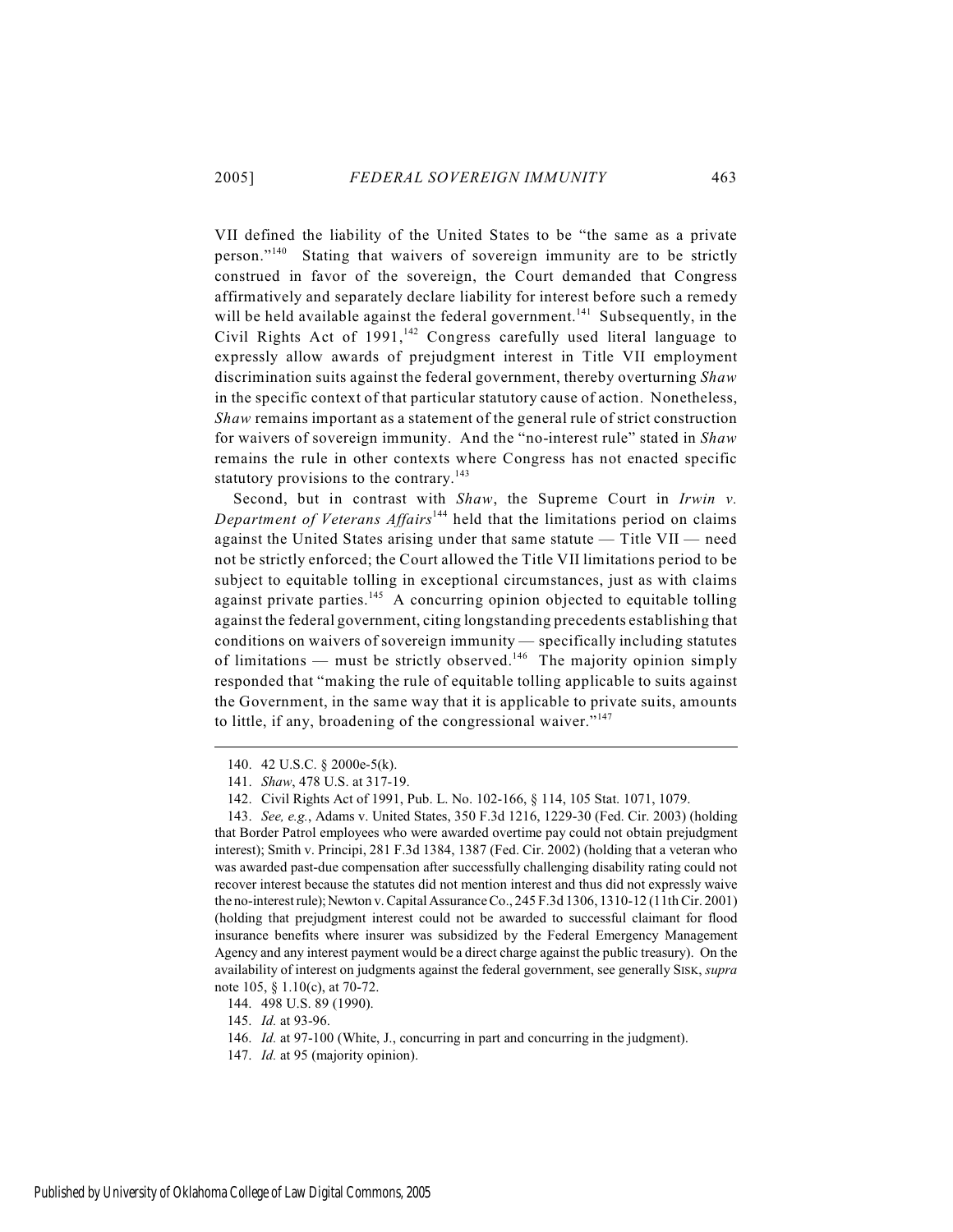VII defined the liability of the United States to be "the same as a private person."[140] Stating that waivers of sovereign immunity are to be strictly construed in favor of the sovereign, the Court demanded that Congress affirmatively and separately declare liability for interest before such a remedy will be held available against the federal government.[141] Subsequently, in the Civil Rights Act of 1991,[142] Congress carefully used literal language to expressly allow awards of prejudgment interest in Title VII employment discrimination suits against the federal government, thereby overturning *Shaw* in the specific context of that particular statutory cause of action. Nonetheless, *Shaw* remains important as a statement of the general rule of strict construction for waivers of sovereign immunity. And the "no-interest rule" stated in *Shaw* remains the rule in other contexts where Congress has not enacted specific statutory provisions to the contrary.[143]

Second, but in contrast with *Shaw*, the Supreme Court in *Irwin v. Department of Veterans Affairs*[144] held that the limitations period on claims against the United States arising under that same statute — Title VII — need not be strictly enforced; the Court allowed the Title VII limitations period to be subject to equitable tolling in exceptional circumstances, just as with claims against private parties.[145] A concurring opinion objected to equitable tolling against the federal government, citing longstanding precedents establishing that conditions on waivers of sovereign immunity — specifically including statutes of limitations — must be strictly observed.[146] The majority opinion simply responded that "making the rule of equitable tolling applicable to suits against the Government, in the same way that it is applicable to private suits, amounts to little, if any, broadening of the congressional waiver."[147]

---

140. 42 U.S.C. § 2000e-5(k).

141. *Shaw*, 478 U.S. at 317-19.

142. Civil Rights Act of 1991, Pub. L. No. 102-166, § 114, 105 Stat. 1071, 1079.

143. *See, e.g.*, Adams v. United States, 350 F.3d 1216, 1229-30 (Fed. Cir. 2003) (holding that Border Patrol employees who were awarded overtime pay could not obtain prejudgment interest); Smith v. Principi, 281 F.3d 1384, 1387 (Fed. Cir. 2002) (holding that a veteran who was awarded past-due compensation after successfully challenging disability rating could not recover interest because the statutes did not mention interest and thus did not expressly waive the no-interest rule); Newton v. Capital Assurance Co., 245 F.3d 1306, 1310-12 (11th Cir. 2001) (holding that prejudgment interest could not be awarded to successful claimant for flood insurance benefits where insurer was subsidized by the Federal Emergency Management Agency and any interest payment would be a direct charge against the public treasury). On the availability of interest on judgments against the federal government, see generally SISK, *supra* note 105, § 1.10(c), at 70-72.

144. 498 U.S. 89 (1990).

145. *Id.* at 93-96.

146. *Id.* at 97-100 (White, J., concurring in part and concurring in the judgment).

147. *Id.* at 95 (majority opinion).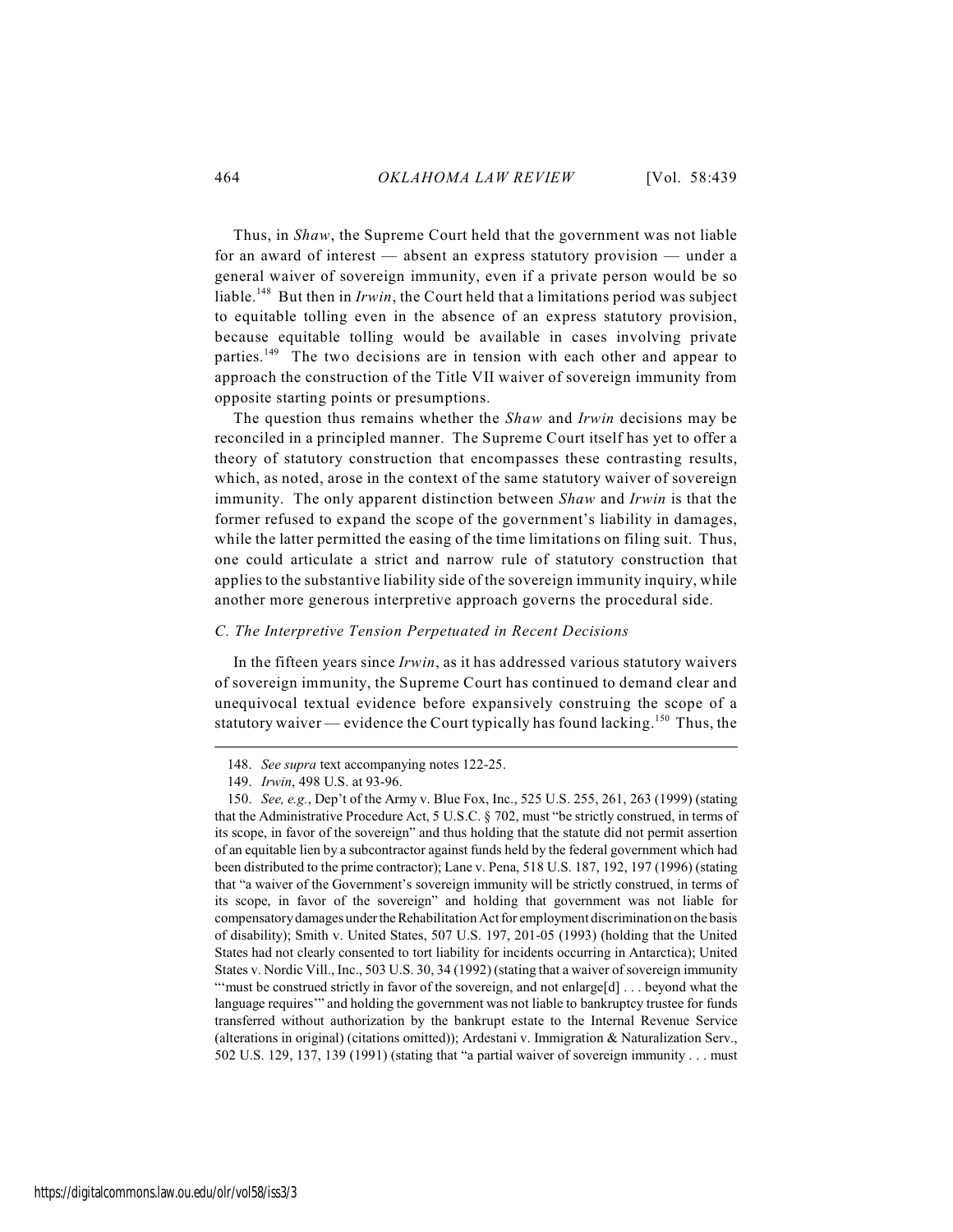Thus, in *Shaw*, the Supreme Court held that the government was not liable for an award of interest — absent an express statutory provision — under a general waiver of sovereign immunity, even if a private person would be so liable.[148] But then in *Irwin*, the Court held that a limitations period was subject to equitable tolling even in the absence of an express statutory provision, because equitable tolling would be available in cases involving private parties.[149] The two decisions are in tension with each other and appear to approach the construction of the Title VII waiver of sovereign immunity from opposite starting points or presumptions.

The question thus remains whether the *Shaw* and *Irwin* decisions may be reconciled in a principled manner. The Supreme Court itself has yet to offer a theory of statutory construction that encompasses these contrasting results, which, as noted, arose in the context of the same statutory waiver of sovereign immunity. The only apparent distinction between *Shaw* and *Irwin* is that the former refused to expand the scope of the government's liability in damages, while the latter permitted the easing of the time limitations on filing suit. Thus, one could articulate a strict and narrow rule of statutory construction that applies to the substantive liability side of the sovereign immunity inquiry, while another more generous interpretive approach governs the procedural side.

### *C. The Interpretive Tension Perpetuated in Recent Decisions*

In the fifteen years since *Irwin*, as it has addressed various statutory waivers of sovereign immunity, the Supreme Court has continued to demand clear and unequivocal textual evidence before expansively construing the scope of a statutory waiver — evidence the Court typically has found lacking.[150] Thus, the

---

148. *See supra* text accompanying notes 122-25.

149. *Irwin*, 498 U.S. at 93-96.

150. *See, e.g.*, Dep't of the Army v. Blue Fox, Inc., 525 U.S. 255, 261, 263 (1999) (stating that the Administrative Procedure Act, 5 U.S.C. § 702, must "be strictly construed, in terms of its scope, in favor of the sovereign" and thus holding that the statute did not permit assertion of an equitable lien by a subcontractor against funds held by the federal government which had been distributed to the prime contractor); Lane v. Pena, 518 U.S. 187, 192, 197 (1996) (stating that "a waiver of the Government's sovereign immunity will be strictly construed, in terms of its scope, in favor of the sovereign" and holding that government was not liable for compensatory damages under the Rehabilitation Act for employment discrimination on the basis of disability); Smith v. United States, 507 U.S. 197, 201-05 (1993) (holding that the United States had not clearly consented to tort liability for incidents occurring in Antarctica); United States v. Nordic Vill., Inc., 503 U.S. 30, 34 (1992) (stating that a waiver of sovereign immunity "'must be construed strictly in favor of the sovereign, and not enlarge[d] . . . beyond what the language requires'" and holding the government was not liable to bankruptcy trustee for funds transferred without authorization by the bankrupt estate to the Internal Revenue Service (alterations in original) (citations omitted)); Ardestani v. Immigration & Naturalization Serv., 502 U.S. 129, 137, 139 (1991) (stating that "a partial waiver of sovereign immunity . . . must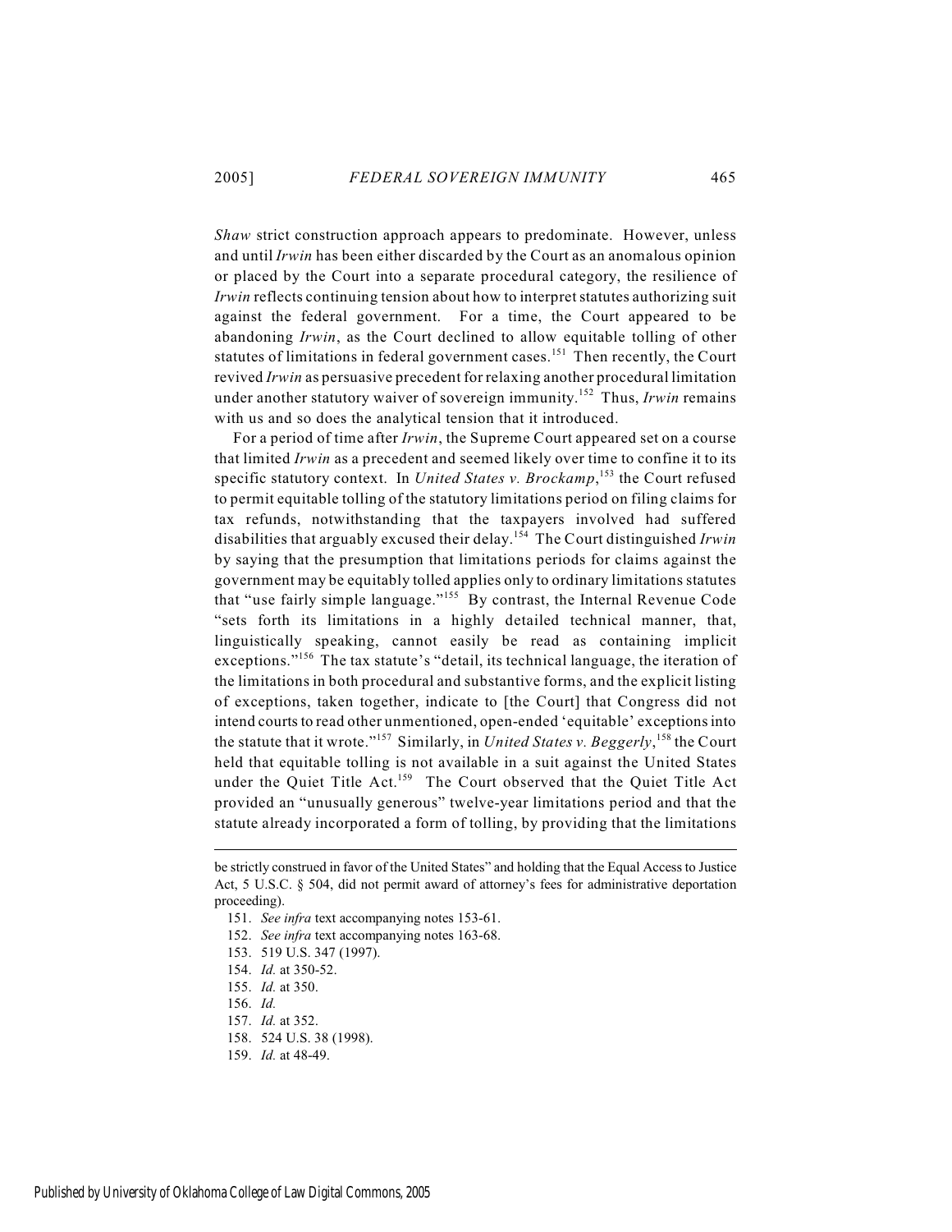*Shaw* strict construction approach appears to predominate. However, unless and until *Irwin* has been either discarded by the Court as an anomalous opinion or placed by the Court into a separate procedural category, the resilience of *Irwin* reflects continuing tension about how to interpret statutes authorizing suit against the federal government. For a time, the Court appeared to be abandoning *Irwin*, as the Court declined to allow equitable tolling of other statutes of limitations in federal government cases.[151] Then recently, the Court revived *Irwin* as persuasive precedent for relaxing another procedural limitation under another statutory waiver of sovereign immunity.[152] Thus, *Irwin* remains with us and so does the analytical tension that it introduced.

For a period of time after *Irwin*, the Supreme Court appeared set on a course that limited *Irwin* as a precedent and seemed likely over time to confine it to its specific statutory context. In *United States v. Brockamp*,[153] the Court refused to permit equitable tolling of the statutory limitations period on filing claims for tax refunds, notwithstanding that the taxpayers involved had suffered disabilities that arguably excused their delay.[154] The Court distinguished *Irwin* by saying that the presumption that limitations periods for claims against the government may be equitably tolled applies only to ordinary limitations statutes that "use fairly simple language."[155] By contrast, the Internal Revenue Code "sets forth its limitations in a highly detailed technical manner, that, linguistically speaking, cannot easily be read as containing implicit exceptions."[156] The tax statute's "detail, its technical language, the iteration of the limitations in both procedural and substantive forms, and the explicit listing of exceptions, taken together, indicate to [the Court] that Congress did not intend courts to read other unmentioned, open-ended 'equitable' exceptions into the statute that it wrote."[157] Similarly, in *United States v. Beggerly*,[158] the Court held that equitable tolling is not available in a suit against the United States under the Quiet Title Act.[159] The Court observed that the Quiet Title Act provided an "unusually generous" twelve-year limitations period and that the statute already incorporated a form of tolling, by providing that the limitations

---

be strictly construed in favor of the United States" and holding that the Equal Access to Justice Act, 5 U.S.C. § 504, did not permit award of attorney's fees for administrative deportation proceeding).

151. *See infra* text accompanying notes 153-61.

152. *See infra* text accompanying notes 163-68.

153. 519 U.S. 347 (1997).

154. *Id.* at 350-52.

155. *Id.* at 350.

156. *Id.*

157. *Id.* at 352.

158. 524 U.S. 38 (1998).

159. *Id.* at 48-49.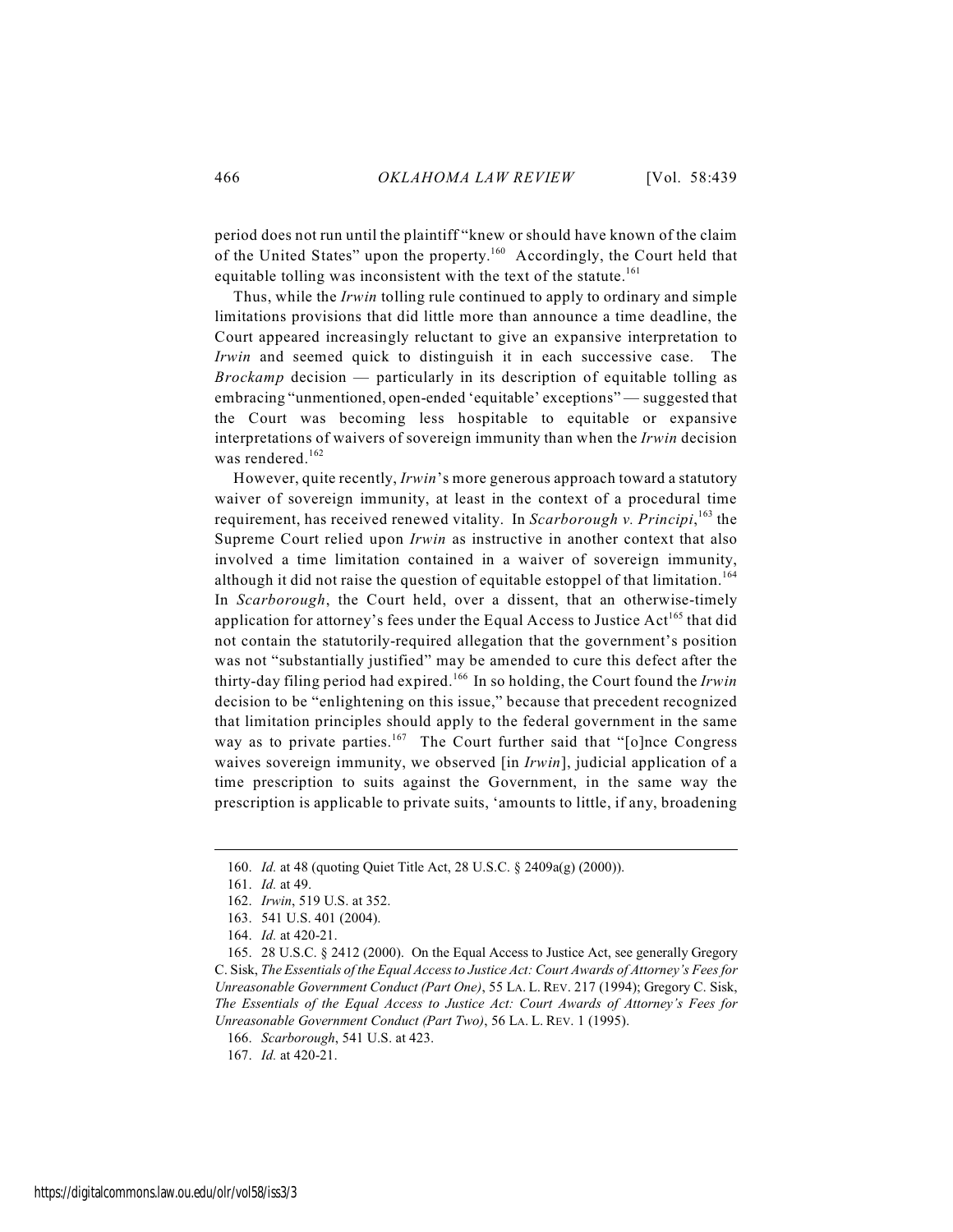period does not run until the plaintiff "knew or should have known of the claim of the United States" upon the property.[160] Accordingly, the Court held that equitable tolling was inconsistent with the text of the statute.[161]

Thus, while the *Irwin* tolling rule continued to apply to ordinary and simple limitations provisions that did little more than announce a time deadline, the Court appeared increasingly reluctant to give an expansive interpretation to *Irwin* and seemed quick to distinguish it in each successive case. The *Brockamp* decision — particularly in its description of equitable tolling as embracing "unmentioned, open-ended 'equitable' exceptions" — suggested that the Court was becoming less hospitable to equitable or expansive interpretations of waivers of sovereign immunity than when the *Irwin* decision was rendered.[162]

However, quite recently, *Irwin*'s more generous approach toward a statutory waiver of sovereign immunity, at least in the context of a procedural time requirement, has received renewed vitality. In *Scarborough v. Principi*,[163] the Supreme Court relied upon *Irwin* as instructive in another context that also involved a time limitation contained in a waiver of sovereign immunity, although it did not raise the question of equitable estoppel of that limitation.[164] In *Scarborough*, the Court held, over a dissent, that an otherwise-timely application for attorney's fees under the Equal Access to Justice Act[165] that did not contain the statutorily-required allegation that the government's position was not "substantially justified" may be amended to cure this defect after the thirty-day filing period had expired.[166] In so holding, the Court found the *Irwin* decision to be "enlightening on this issue," because that precedent recognized that limitation principles should apply to the federal government in the same way as to private parties.[167] The Court further said that "[o]nce Congress waives sovereign immunity, we observed [in *Irwin*], judicial application of a time prescription to suits against the Government, in the same way the prescription is applicable to private suits, 'amounts to little, if any, broadening

---

160. *Id.* at 48 (quoting Quiet Title Act, 28 U.S.C. § 2409a(g) (2000)).

161. *Id.* at 49.

162. *Irwin*, 519 U.S. at 352.

163. 541 U.S. 401 (2004).

164. *Id.* at 420-21.

165. 28 U.S.C. § 2412 (2000). On the Equal Access to Justice Act, see generally Gregory C. Sisk, *The Essentials of the Equal Access to Justice Act: Court Awards of Attorney's Fees for Unreasonable Government Conduct (Part One)*, 55 LA. L. REV. 217 (1994); Gregory C. Sisk, *The Essentials of the Equal Access to Justice Act: Court Awards of Attorney's Fees for Unreasonable Government Conduct (Part Two)*, 56 LA. L. REV. 1 (1995).

166. *Scarborough*, 541 U.S. at 423.

167. *Id.* at 420-21.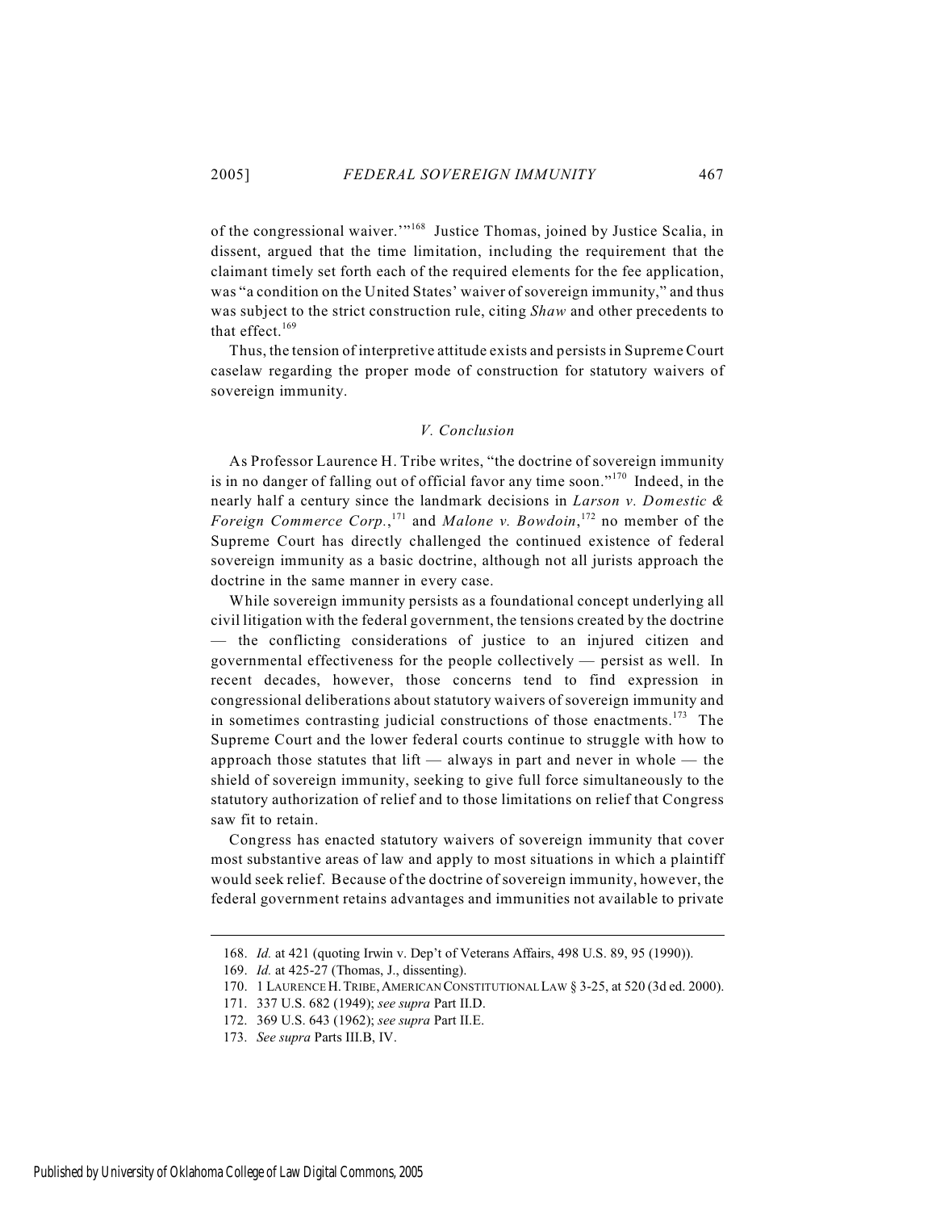of the congressional waiver.'"[168] Justice Thomas, joined by Justice Scalia, in dissent, argued that the time limitation, including the requirement that the claimant timely set forth each of the required elements for the fee application, was "a condition on the United States' waiver of sovereign immunity," and thus was subject to the strict construction rule, citing *Shaw* and other precedents to that effect.[169]

Thus, the tension of interpretive attitude exists and persists in Supreme Court caselaw regarding the proper mode of construction for statutory waivers of sovereign immunity.

## *V. Conclusion*

As Professor Laurence H. Tribe writes, "the doctrine of sovereign immunity is in no danger of falling out of official favor any time soon."[170] Indeed, in the nearly half a century since the landmark decisions in *Larson v. Domestic & Foreign Commerce Corp.*,[171] and *Malone v. Bowdoin*,[172] no member of the Supreme Court has directly challenged the continued existence of federal sovereign immunity as a basic doctrine, although not all jurists approach the doctrine in the same manner in every case.

While sovereign immunity persists as a foundational concept underlying all civil litigation with the federal government, the tensions created by the doctrine — the conflicting considerations of justice to an injured citizen and governmental effectiveness for the people collectively — persist as well. In recent decades, however, those concerns tend to find expression in congressional deliberations about statutory waivers of sovereign immunity and in sometimes contrasting judicial constructions of those enactments.[173] The Supreme Court and the lower federal courts continue to struggle with how to approach those statutes that lift — always in part and never in whole — the shield of sovereign immunity, seeking to give full force simultaneously to the statutory authorization of relief and to those limitations on relief that Congress saw fit to retain.

Congress has enacted statutory waivers of sovereign immunity that cover most substantive areas of law and apply to most situations in which a plaintiff would seek relief. Because of the doctrine of sovereign immunity, however, the federal government retains advantages and immunities not available to private

---

168. *Id.* at 421 (quoting Irwin v. Dep't of Veterans Affairs, 498 U.S. 89, 95 (1990)).

169. *Id.* at 425-27 (Thomas, J., dissenting).

170. 1 LAURENCE H. TRIBE, AMERICAN CONSTITUTIONAL LAW § 3-25, at 520 (3d ed. 2000).

171. 337 U.S. 682 (1949); *see supra* Part II.D.

172. 369 U.S. 643 (1962); *see supra* Part II.E.

173. *See supra* Parts III.B, IV.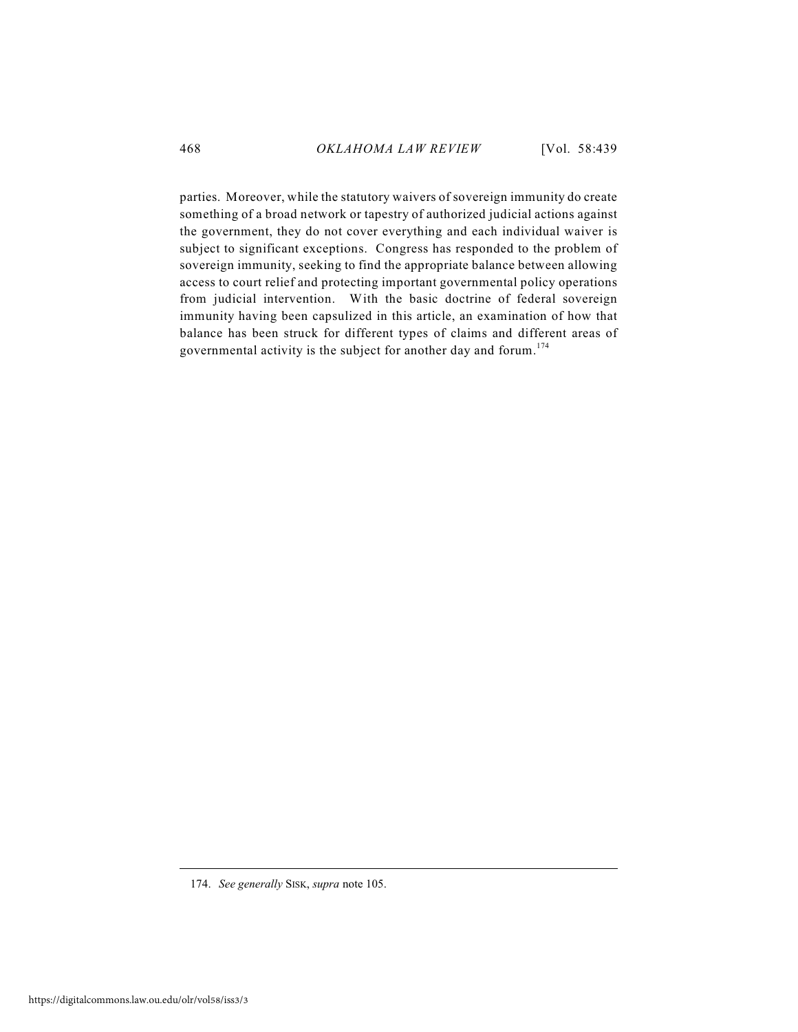parties. Moreover, while the statutory waivers of sovereign immunity do create something of a broad network or tapestry of authorized judicial actions against the government, they do not cover everything and each individual waiver is subject to significant exceptions. Congress has responded to the problem of sovereign immunity, seeking to find the appropriate balance between allowing access to court relief and protecting important governmental policy operations from judicial intervention. With the basic doctrine of federal sovereign immunity having been capsulized in this article, an examination of how that balance has been struck for different types of claims and different areas of governmental activity is the subject for another day and forum.[174]

---

174. *See generally* SISK, *supra* note 105.